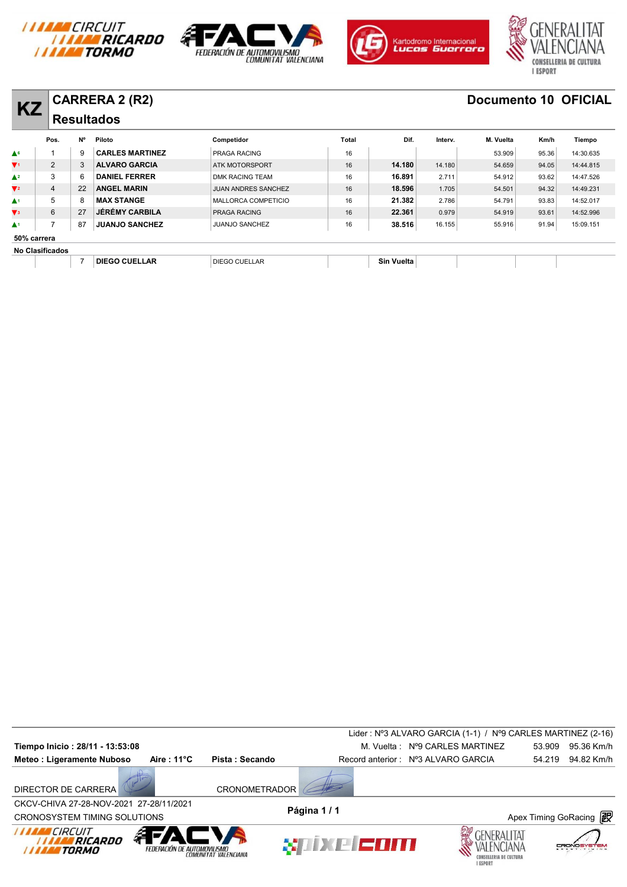# KZ

## CARRERA 2 (R2)

## Resultados

**Documento 10 OFICIAL**

| | Pos. | Nº | Piloto | Competidor | Total | Dif. | Interv. | M. Vuelta | Km/h | Tiempo |
|---|---|---|---|---|---|---|---|---|---|---|
| ▲6 | 1 | 9 | **CARLES MARTINEZ** | PRAGA RACING | 16 | | | 53.909 | 95.36 | 14:30.635 |
| ▼1 | 2 | 3 | **ALVARO GARCIA** | ATK MOTORSPORT | 16 | **14.180** | 14.180 | 54.659 | 94.05 | 14:44.815 |
| ▲2 | 3 | 6 | **DANIEL FERRER** | DMK RACING TEAM | 16 | **16.891** | 2.711 | 54.912 | 93.62 | 14:47.526 |
| ▼2 | 4 | 22 | **ANGEL MARIN** | JUAN ANDRES SANCHEZ | 16 | **18.596** | 1.705 | 54.501 | 94.32 | 14:49.231 |
| ▲1 | 5 | 8 | **MAX STANGE** | MALLORCA COMPETICIO | 16 | **21.382** | 2.786 | 54.791 | 93.83 | 14:52.017 |
| ▼3 | 6 | 27 | **JÉRÉMY CARBILA** | PRAGA RACING | 16 | **22.361** | 0.979 | 54.919 | 93.61 | 14:52.996 |
| ▲1 | 7 | 87 | **JUANJO SANCHEZ** | JUANJO SANCHEZ | 16 | **38.516** | 16.155 | 55.916 | 91.94 | 15:09.151 |

**50% carrera**

**No Clasificados**

| | Pos. | Nº | Piloto | Competidor | Total | Dif. | Interv. | M. Vuelta | Km/h | Tiempo |
|---|---|---|---|---|---|---|---|---|---|---|
| | | 7 | **DIEGO CUELLAR** | DIEGO CUELLAR | | **Sin Vuelta** | | | | |

Lider : Nº3 ALVARO GARCIA (1-1) / Nº9 CARLES MARTINEZ (2-16)

**Tiempo Inicio : 28/11 - 13:53:08**

**Meteo : Ligeramente Nuboso** **Aire : 11°C** **Pista : Secando**

M. Vuelta : Nº9 CARLES MARTINEZ 53.909 95.36 Km/h

Record anterior : Nº3 ALVARO GARCIA 54.219 94.82 Km/h

DIRECTOR DE CARRERA

CRONOMETRADOR

CKCV-CHIVA 27-28-NOV-2021 27-28/11/2021

CRONOSYSTEM TIMING SOLUTIONS

Apex Timing GoRacing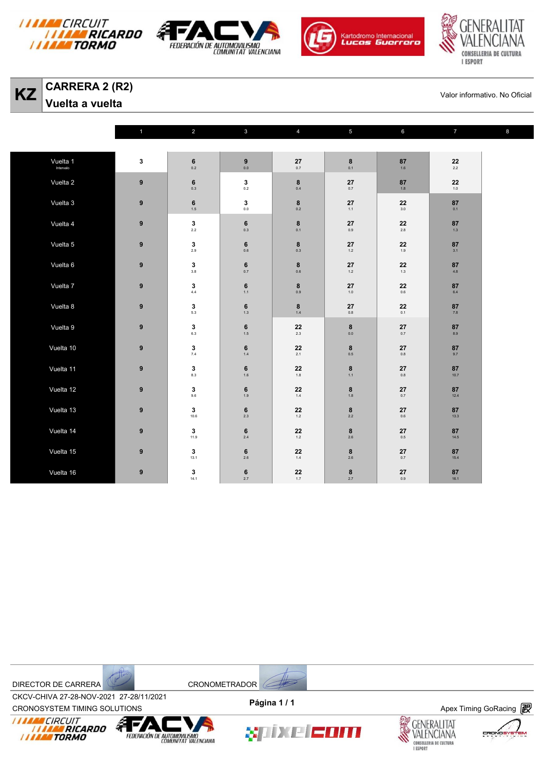# KZ

## CARRERA 2 (R2)
## Vuelta a vuelta

Valor informativo. No Oficial

| | 1 | 2 | 3 | 4 | 5 | 6 | 7 | 8 |
|---|---|---|---|---|---|---|---|---|
| Vuelta 1 Intervalo | 3 | 6 0.2 | 9 0.0 | 27 0.7 | 8 0.1 | 87 1.6 | 22 2.2 | |
| Vuelta 2 | 9 | 6 0.3 | 3 0.2 | 8 0.4 | 27 0.7 | 87 1.8 | 22 1.0 | |
| Vuelta 3 | 9 | 6 1.5 | 3 0.0 | 8 0.2 | 27 1.1 | 22 3.0 | 87 0.1 | |
| Vuelta 4 | 9 | 3 2.2 | 6 0.3 | 8 0.1 | 27 0.9 | 22 2.8 | 87 1.3 | |
| Vuelta 5 | 9 | 3 2.9 | 6 0.6 | 8 0.3 | 27 1.2 | 22 1.9 | 87 3.1 | |
| Vuelta 6 | 9 | 3 3.8 | 6 0.7 | 8 0.6 | 27 1.2 | 22 1.3 | 87 4.8 | |
| Vuelta 7 | 9 | 3 4.4 | 6 1.1 | 8 0.9 | 27 1.0 | 22 0.6 | 87 6.4 | |
| Vuelta 8 | 9 | 3 5.3 | 6 1.3 | 8 1.4 | 27 0.8 | 22 0.1 | 87 7.8 | |
| Vuelta 9 | 9 | 3 6.3 | 6 1.5 | 22 2.3 | 8 0.0 | 27 0.7 | 87 8.9 | |
| Vuelta 10 | 9 | 3 7.4 | 6 1.4 | 22 2.1 | 8 0.5 | 27 0.8 | 87 9.7 | |
| Vuelta 11 | 9 | 3 8.3 | 6 1.6 | 22 1.8 | 8 1.1 | 27 0.8 | 87 10.7 | |
| Vuelta 12 | 9 | 3 9.6 | 6 1.9 | 22 1.4 | 8 1.8 | 27 0.7 | 87 12.4 | |
| Vuelta 13 | 9 | 3 10.6 | 6 2.3 | 22 1.2 | 8 2.2 | 27 0.6 | 87 13.3 | |
| Vuelta 14 | 9 | 3 11.9 | 6 2.4 | 22 1.2 | 8 2.6 | 27 0.5 | 87 14.5 | |
| Vuelta 15 | 9 | 3 13.1 | 6 2.6 | 22 1.4 | 8 2.6 | 27 0.7 | 87 15.4 | |
| Vuelta 16 | 9 | 3 14.1 | 6 2.7 | 22 1.7 | 8 2.7 | 27 0.9 | 87 16.1 | |

DIRECTOR DE CARRERA    CRONOMETRADOR

CKCV-CHIVA 27-28-NOV-2021 27-28/11/2021

CRONOSYSTEM TIMING SOLUTIONS

Página 1 / 1

Apex Timing GoRacing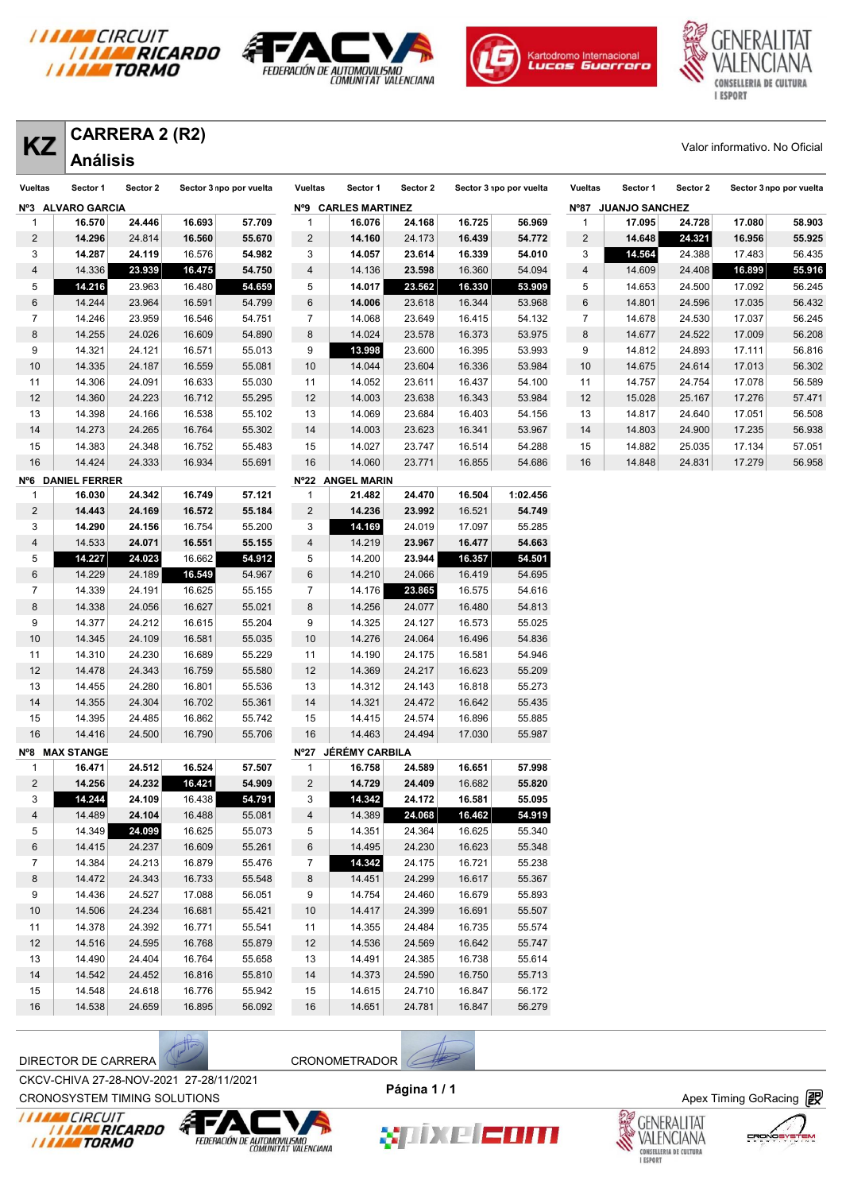# KZ

## CARRERA 2 (R2)

## Análisis

Valor informativo. No Oficial

### Nº3 ALVARO GARCIA

| Vueltas | Sector 1 | Sector 2 | Sector 3 | Tiempo por vuelta |
|---|---|---|---|---|
| 1 | 16.570 | 24.446 | 16.693 | 57.709 |
| 2 | 14.296 | 24.814 | 16.560 | 55.670 |
| 3 | 14.287 | 24.119 | 16.576 | 54.982 |
| 4 | 14.336 | 23.939 | 16.475 | 54.750 |
| 5 | 14.216 | 23.963 | 16.480 | 54.659 |
| 6 | 14.244 | 23.964 | 16.591 | 54.799 |
| 7 | 14.246 | 23.959 | 16.546 | 54.751 |
| 8 | 14.255 | 24.026 | 16.609 | 54.890 |
| 9 | 14.321 | 24.121 | 16.571 | 55.013 |
| 10 | 14.335 | 24.187 | 16.559 | 55.081 |
| 11 | 14.306 | 24.091 | 16.633 | 55.030 |
| 12 | 14.360 | 24.223 | 16.712 | 55.295 |
| 13 | 14.398 | 24.166 | 16.538 | 55.102 |
| 14 | 14.273 | 24.265 | 16.764 | 55.302 |
| 15 | 14.383 | 24.348 | 16.752 | 55.483 |
| 16 | 14.424 | 24.333 | 16.934 | 55.691 |

### Nº6 DANIEL FERRER

| Vueltas | Sector 1 | Sector 2 | Sector 3 | Tiempo por vuelta |
|---|---|---|---|---|
| 1 | 16.030 | 24.342 | 16.749 | 57.121 |
| 2 | 14.443 | 24.169 | 16.572 | 55.184 |
| 3 | 14.290 | 24.156 | 16.754 | 55.200 |
| 4 | 14.533 | 24.071 | 16.551 | 55.155 |
| 5 | 14.227 | 24.023 | 16.662 | 54.912 |
| 6 | 14.229 | 24.189 | 16.549 | 54.967 |
| 7 | 14.339 | 24.191 | 16.625 | 55.155 |
| 8 | 14.338 | 24.056 | 16.627 | 55.021 |
| 9 | 14.377 | 24.212 | 16.615 | 55.204 |
| 10 | 14.345 | 24.109 | 16.581 | 55.035 |
| 11 | 14.310 | 24.230 | 16.689 | 55.229 |
| 12 | 14.478 | 24.343 | 16.759 | 55.580 |
| 13 | 14.455 | 24.280 | 16.801 | 55.536 |
| 14 | 14.355 | 24.304 | 16.702 | 55.361 |
| 15 | 14.395 | 24.485 | 16.862 | 55.742 |
| 16 | 14.416 | 24.500 | 16.790 | 55.706 |

### Nº8 MAX STANGE

| Vueltas | Sector 1 | Sector 2 | Sector 3 | Tiempo por vuelta |
|---|---|---|---|---|
| 1 | 16.471 | 24.512 | 16.524 | 57.507 |
| 2 | 14.256 | 24.232 | 16.421 | 54.909 |
| 3 | 14.244 | 24.109 | 16.438 | 54.791 |
| 4 | 14.489 | 24.104 | 16.488 | 55.081 |
| 5 | 14.349 | 24.099 | 16.625 | 55.073 |
| 6 | 14.415 | 24.237 | 16.609 | 55.261 |
| 7 | 14.384 | 24.213 | 16.879 | 55.476 |
| 8 | 14.472 | 24.343 | 16.733 | 55.548 |
| 9 | 14.436 | 24.527 | 17.088 | 56.051 |
| 10 | 14.506 | 24.234 | 16.681 | 55.421 |
| 11 | 14.378 | 24.392 | 16.771 | 55.541 |
| 12 | 14.516 | 24.595 | 16.768 | 55.879 |
| 13 | 14.490 | 24.404 | 16.764 | 55.658 |
| 14 | 14.542 | 24.452 | 16.816 | 55.810 |
| 15 | 14.548 | 24.618 | 16.776 | 55.942 |
| 16 | 14.538 | 24.659 | 16.895 | 56.092 |

### Nº9 CARLES MARTINEZ

| Vueltas | Sector 1 | Sector 2 | Sector 3 | Tiempo por vuelta |
|---|---|---|---|---|
| 1 | 16.076 | 24.168 | 16.725 | 56.969 |
| 2 | 14.160 | 24.173 | 16.439 | 54.772 |
| 3 | 14.057 | 23.614 | 16.339 | 54.010 |
| 4 | 14.136 | 23.598 | 16.360 | 54.094 |
| 5 | 14.017 | 23.562 | 16.330 | 53.909 |
| 6 | 14.006 | 23.618 | 16.344 | 53.968 |
| 7 | 14.068 | 23.649 | 16.415 | 54.132 |
| 8 | 14.024 | 23.578 | 16.373 | 53.975 |
| 9 | 13.998 | 23.600 | 16.395 | 53.993 |
| 10 | 14.044 | 23.604 | 16.336 | 53.984 |
| 11 | 14.052 | 23.611 | 16.437 | 54.100 |
| 12 | 14.003 | 23.638 | 16.343 | 53.984 |
| 13 | 14.069 | 23.684 | 16.403 | 54.156 |
| 14 | 14.003 | 23.623 | 16.341 | 53.967 |
| 15 | 14.027 | 23.747 | 16.514 | 54.288 |
| 16 | 14.060 | 23.771 | 16.855 | 54.686 |

### Nº22 ANGEL MARIN

| Vueltas | Sector 1 | Sector 2 | Sector 3 | Tiempo por vuelta |
|---|---|---|---|---|
| 1 | 21.482 | 24.470 | 16.504 | 1:02.456 |
| 2 | 14.236 | 23.992 | 16.521 | 54.749 |
| 3 | 14.169 | 24.019 | 17.097 | 55.285 |
| 4 | 14.219 | 23.967 | 16.477 | 54.663 |
| 5 | 14.200 | 23.944 | 16.357 | 54.501 |
| 6 | 14.210 | 24.066 | 16.419 | 54.695 |
| 7 | 14.176 | 23.865 | 16.575 | 54.616 |
| 8 | 14.256 | 24.077 | 16.480 | 54.813 |
| 9 | 14.325 | 24.127 | 16.573 | 55.025 |
| 10 | 14.276 | 24.064 | 16.496 | 54.836 |
| 11 | 14.190 | 24.175 | 16.581 | 54.946 |
| 12 | 14.369 | 24.217 | 16.623 | 55.209 |
| 13 | 14.312 | 24.143 | 16.818 | 55.273 |
| 14 | 14.321 | 24.472 | 16.642 | 55.435 |
| 15 | 14.415 | 24.574 | 16.896 | 55.885 |
| 16 | 14.463 | 24.494 | 17.030 | 55.987 |

### Nº27 JÉRÉMY CARBILA

| Vueltas | Sector 1 | Sector 2 | Sector 3 | Tiempo por vuelta |
|---|---|---|---|---|
| 1 | 16.758 | 24.589 | 16.651 | 57.998 |
| 2 | 14.729 | 24.409 | 16.682 | 55.820 |
| 3 | 14.342 | 24.172 | 16.581 | 55.095 |
| 4 | 14.389 | 24.068 | 16.462 | 54.919 |
| 5 | 14.351 | 24.364 | 16.625 | 55.340 |
| 6 | 14.495 | 24.230 | 16.623 | 55.348 |
| 7 | 14.342 | 24.175 | 16.721 | 55.238 |
| 8 | 14.451 | 24.299 | 16.617 | 55.367 |
| 9 | 14.754 | 24.460 | 16.679 | 55.893 |
| 10 | 14.417 | 24.399 | 16.691 | 55.507 |
| 11 | 14.355 | 24.484 | 16.735 | 55.574 |
| 12 | 14.536 | 24.569 | 16.642 | 55.747 |
| 13 | 14.491 | 24.385 | 16.738 | 55.614 |
| 14 | 14.373 | 24.590 | 16.750 | 55.713 |
| 15 | 14.615 | 24.710 | 16.847 | 56.172 |
| 16 | 14.651 | 24.781 | 16.847 | 56.279 |

### Nº87 JUANJO SANCHEZ

| Vueltas | Sector 1 | Sector 2 | Sector 3 | Tiempo por vuelta |
|---|---|---|---|---|
| 1 | 17.095 | 24.728 | 17.080 | 58.903 |
| 2 | 14.648 | 24.321 | 16.956 | 55.925 |
| 3 | 14.564 | 24.388 | 17.483 | 56.435 |
| 4 | 14.609 | 24.408 | 16.899 | 55.916 |
| 5 | 14.653 | 24.500 | 17.092 | 56.245 |
| 6 | 14.801 | 24.596 | 17.035 | 56.432 |
| 7 | 14.678 | 24.530 | 17.037 | 56.245 |
| 8 | 14.677 | 24.522 | 17.009 | 56.208 |
| 9 | 14.812 | 24.893 | 17.111 | 56.816 |
| 10 | 14.675 | 24.614 | 17.013 | 56.302 |
| 11 | 14.757 | 24.754 | 17.078 | 56.589 |
| 12 | 15.028 | 25.167 | 17.276 | 57.471 |
| 13 | 14.817 | 24.640 | 17.051 | 56.508 |
| 14 | 14.803 | 24.900 | 17.235 | 56.938 |
| 15 | 14.882 | 25.035 | 17.134 | 57.051 |
| 16 | 14.848 | 24.831 | 17.279 | 56.958 |

DIRECTOR DE CARRERA    CRONOMETRADOR

CKCV-CHIVA 27-28-NOV-2021 27-28/11/2021

CRONOSYSTEM TIMING SOLUTIONS

Página 1 / 1

Apex Timing GoRacing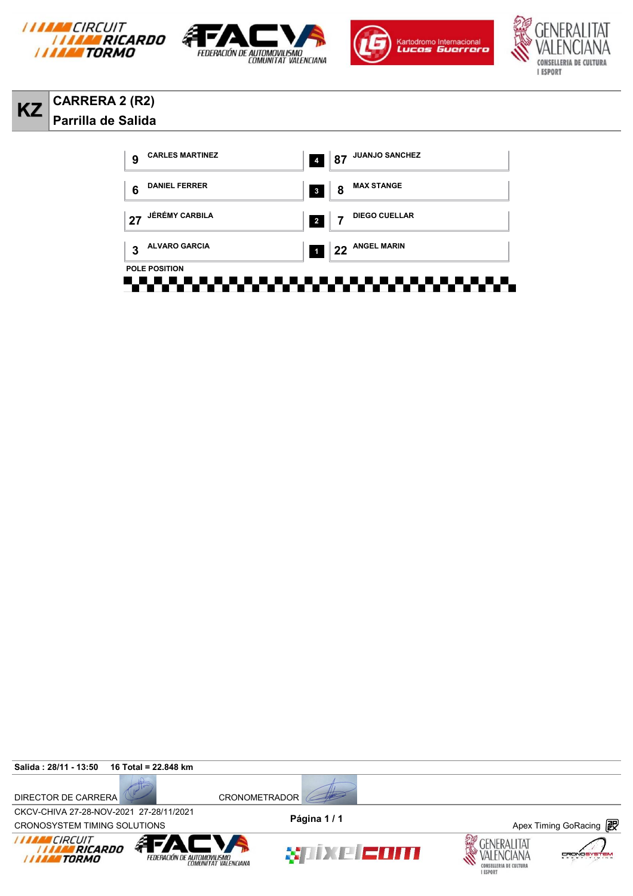# KZ

## CARRERA 2 (R2)

## Parrilla de Salida

| Left | Row | Right |
|---|---|---|
| 9 CARLES MARTINEZ | 4 | 87 JUANJO SANCHEZ |
| 6 DANIEL FERRER | 3 | 8 MAX STANGE |
| 27 JÉRÉMY CARBILA | 2 | 7 DIEGO CUELLAR |
| 3 ALVARO GARCIA | 1 | 22 ANGEL MARIN |

POLE POSITION

**Salida : 28/11 - 13:50** **16 Total = 22.848 km**

DIRECTOR DE CARRERA CRONOMETRADOR

CKCV-CHIVA 27-28-NOV-2021 27-28/11/2021

CRONOSYSTEM TIMING SOLUTIONS

**Página 1 / 1**

Apex Timing GoRacing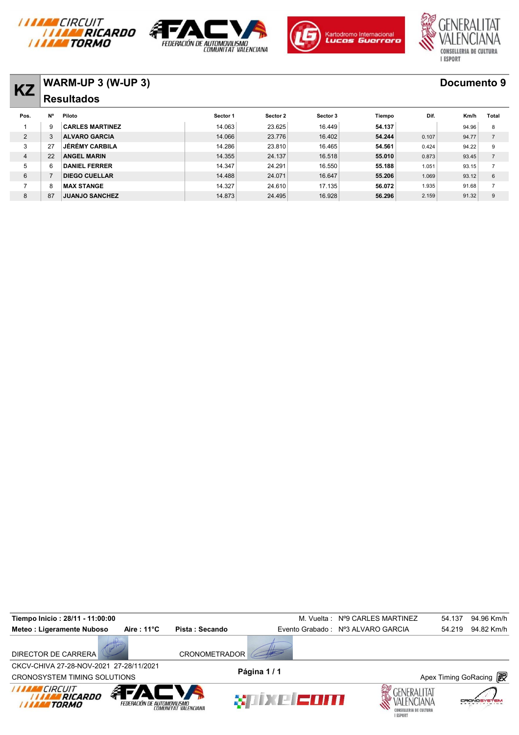# KZ WARM-UP 3 (W-UP 3)

**Documento 9**

## Resultados

| Pos. | Nº | Piloto | Sector 1 | Sector 2 | Sector 3 | Tiempo | Dif. | Km/h | Total |
|---|---|---|---|---|---|---|---|---|---|
| 1 | 9 | CARLES MARTINEZ | 14.063 | 23.625 | 16.449 | **54.137** | | 94.96 | 8 |
| 2 | 3 | ALVARO GARCIA | 14.066 | 23.776 | 16.402 | **54.244** | 0.107 | 94.77 | 7 |
| 3 | 27 | JÉRÉMY CARBILA | 14.286 | 23.810 | 16.465 | **54.561** | 0.424 | 94.22 | 9 |
| 4 | 22 | ANGEL MARIN | 14.355 | 24.137 | 16.518 | **55.010** | 0.873 | 93.45 | 7 |
| 5 | 6 | DANIEL FERRER | 14.347 | 24.291 | 16.550 | **55.188** | 1.051 | 93.15 | 7 |
| 6 | 7 | DIEGO CUELLAR | 14.488 | 24.071 | 16.647 | **55.206** | 1.069 | 93.12 | 6 |
| 7 | 8 | MAX STANGE | 14.327 | 24.610 | 17.135 | **56.072** | 1.935 | 91.68 | 7 |
| 8 | 87 | JUANJO SANCHEZ | 14.873 | 24.495 | 16.928 | **56.296** | 2.159 | 91.32 | 9 |

**Tiempo Inicio : 28/11 - 11:00:00**

**Meteo : Ligeramente Nuboso** **Aire : 11°C** **Pista : Secando**

M. Vuelta : Nº9 CARLES MARTINEZ 54.137 94.96 Km/h

Evento Grabado : Nº3 ALVARO GARCIA 54.219 94.82 Km/h

DIRECTOR DE CARRERA

CRONOMETRADOR

CKCV-CHIVA 27-28-NOV-2021 27-28/11/2021

CRONOSYSTEM TIMING SOLUTIONS

Apex Timing GoRacing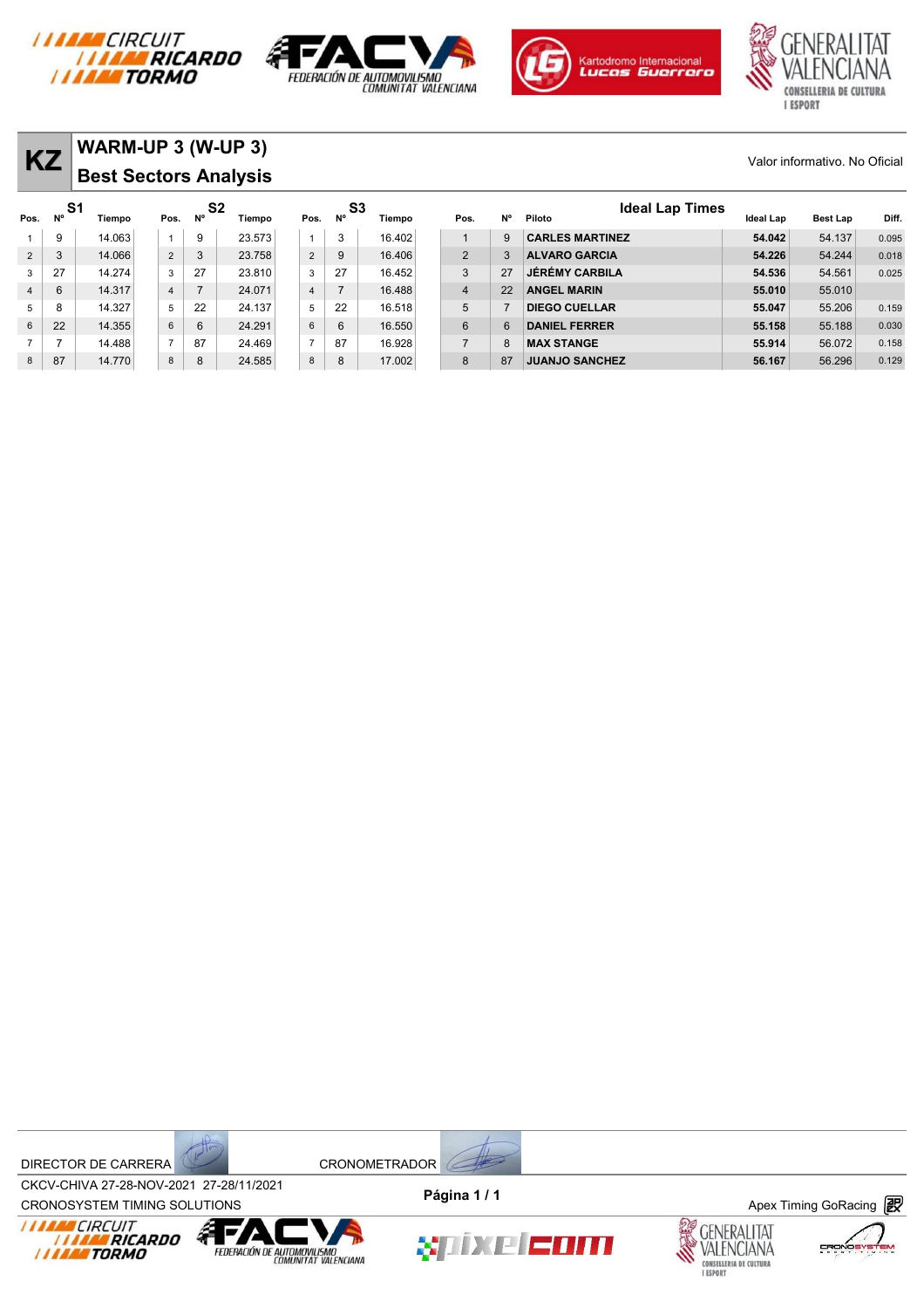# KZ

## WARM-UP 3 (W-UP 3)

## Best Sectors Analysis

Valor informativo. No Oficial

| S1 Pos. | Nº | Tiempo | S2 Pos. | Nº | Tiempo | S3 Pos. | Nº | Tiempo |
|---|---|---|---|---|---|---|---|---|
| 1 | 9 | 14.063 | 1 | 9 | 23.573 | 1 | 3 | 16.402 |
| 2 | 3 | 14.066 | 2 | 3 | 23.758 | 2 | 9 | 16.406 |
| 3 | 27 | 14.274 | 3 | 27 | 23.810 | 3 | 27 | 16.452 |
| 4 | 6 | 14.317 | 4 | 7 | 24.071 | 4 | 7 | 16.488 |
| 5 | 8 | 14.327 | 5 | 22 | 24.137 | 5 | 22 | 16.518 |
| 6 | 22 | 14.355 | 6 | 6 | 24.291 | 6 | 6 | 16.550 |
| 7 | 7 | 14.488 | 7 | 87 | 24.469 | 7 | 87 | 16.928 |
| 8 | 87 | 14.770 | 8 | 8 | 24.585 | 8 | 8 | 17.002 |

### Ideal Lap Times

| Pos. | Nº | Piloto | Ideal Lap | Best Lap | Diff. |
|---|---|---|---|---|---|
| 1 | 9 | CARLES MARTINEZ | **54.042** | 54.137 | 0.095 |
| 2 | 3 | ALVARO GARCIA | **54.226** | 54.244 | 0.018 |
| 3 | 27 | JÉRÉMY CARBILA | **54.536** | 54.561 | 0.025 |
| 4 | 22 | ANGEL MARIN | **55.010** | 55.010 | |
| 5 | 7 | DIEGO CUELLAR | **55.047** | 55.206 | 0.159 |
| 6 | 6 | DANIEL FERRER | **55.158** | 55.188 | 0.030 |
| 7 | 8 | MAX STANGE | **55.914** | 56.072 | 0.158 |
| 8 | 87 | JUANJO SANCHEZ | **56.167** | 56.296 | 0.129 |

DIRECTOR DE CARRERA CRONOMETRADOR

CKCV-CHIVA 27-28-NOV-2021 27-28/11/2021

CRONOSYSTEM TIMING SOLUTIONS

Página 1 / 1

Apex Timing GoRacing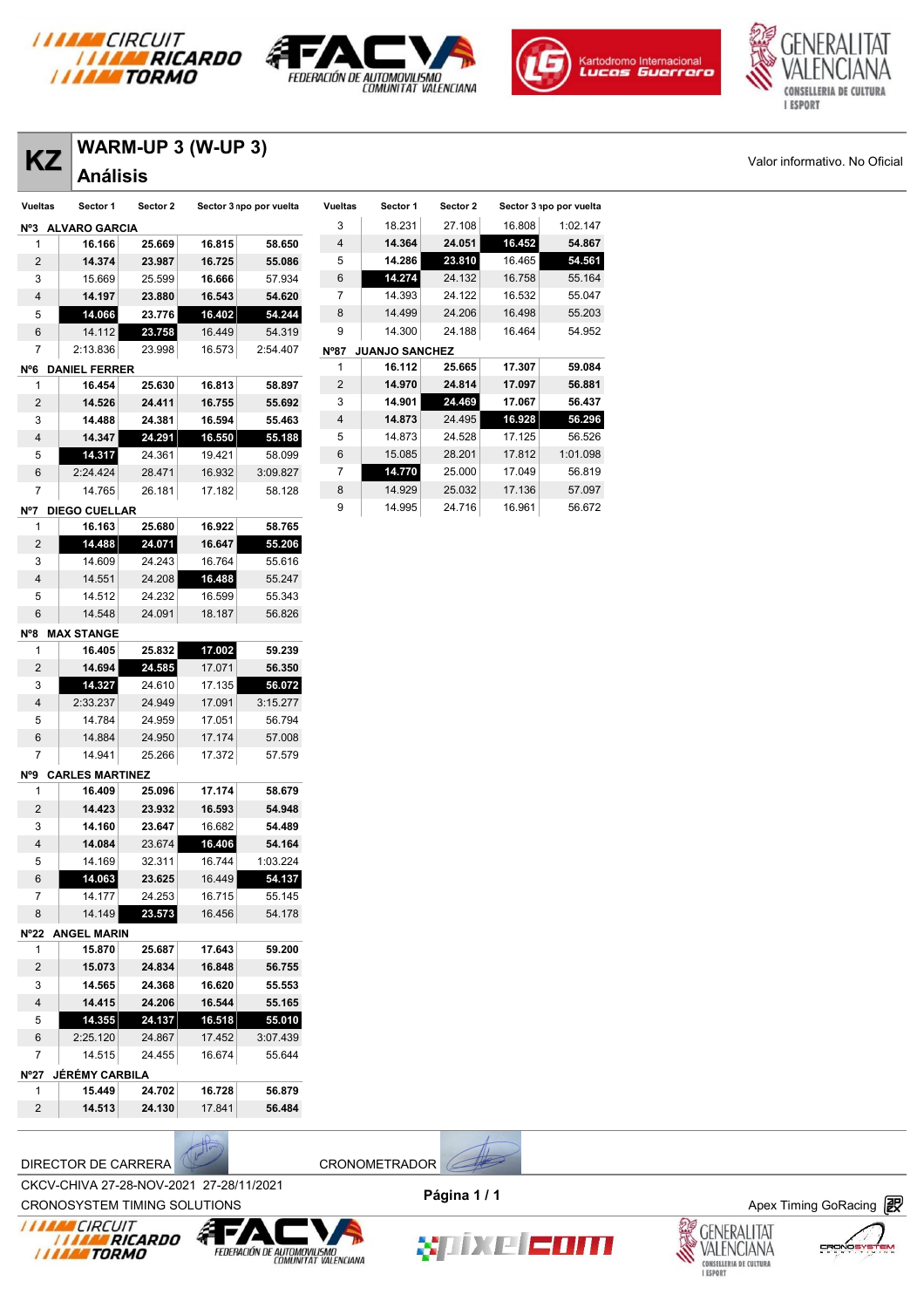# KZ WARM-UP 3 (W-UP 3)

## Análisis

Valor informativo. No Oficial

| Vueltas | Sector 1 | Sector 2 | Sector 3 | Tiempo por vuelta |
|---|---|---|---|---|
| **Nº3 ALVARO GARCIA** | | | | |
| 1 | **16.166** | **25.669** | **16.815** | **58.650** |
| 2 | **14.374** | **23.987** | **16.725** | **55.086** |
| 3 | 15.669 | 25.599 | **16.666** | 57.934 |
| 4 | **14.197** | **23.880** | **16.543** | **54.620** |
| 5 | **14.066** | **23.776** | **16.402** | **54.244** |
| 6 | 14.112 | **23.758** | 16.449 | 54.319 |
| 7 | 2:13.836 | 23.998 | 16.573 | 2:54.407 |
| **Nº6 DANIEL FERRER** | | | | |
| 1 | **16.454** | **25.630** | **16.813** | **58.897** |
| 2 | **14.526** | **24.411** | **16.755** | **55.692** |
| 3 | **14.488** | **24.381** | **16.594** | **55.463** |
| 4 | **14.347** | **24.291** | **16.550** | **55.188** |
| 5 | **14.317** | 24.361 | 19.421 | 58.099 |
| 6 | 2:24.424 | 28.471 | 16.932 | 3:09.827 |
| 7 | 14.765 | 26.181 | 17.182 | 58.128 |
| **Nº7 DIEGO CUELLAR** | | | | |
| 1 | **16.163** | **25.680** | **16.922** | **58.765** |
| 2 | **14.488** | **24.071** | **16.647** | **55.206** |
| 3 | 14.609 | 24.243 | 16.764 | 55.616 |
| 4 | 14.551 | 24.208 | **16.488** | 55.247 |
| 5 | 14.512 | 24.232 | 16.599 | 55.343 |
| 6 | 14.548 | 24.091 | 18.187 | 56.826 |
| **Nº8 MAX STANGE** | | | | |
| 1 | **16.405** | **25.832** | **17.002** | **59.239** |
| 2 | **14.694** | **24.585** | 17.071 | **56.350** |
| 3 | **14.327** | 24.610 | 17.135 | **56.072** |
| 4 | 2:33.237 | 24.949 | 17.091 | 3:15.277 |
| 5 | 14.784 | 24.959 | 17.051 | 56.794 |
| 6 | 14.884 | 24.950 | 17.174 | 57.008 |
| 7 | 14.941 | 25.266 | 17.372 | 57.579 |
| **Nº9 CARLES MARTINEZ** | | | | |
| 1 | **16.409** | **25.096** | **17.174** | **58.679** |
| 2 | **14.423** | **23.932** | **16.593** | **54.948** |
| 3 | **14.160** | **23.647** | 16.682 | **54.489** |
| 4 | **14.084** | 23.674 | **16.406** | **54.164** |
| 5 | 14.169 | 32.311 | 16.744 | 1:03.224 |
| 6 | **14.063** | **23.625** | 16.449 | **54.137** |
| 7 | 14.177 | 24.253 | 16.715 | 55.145 |
| 8 | 14.149 | **23.573** | 16.456 | 54.178 |
| **Nº22 ANGEL MARIN** | | | | |
| 1 | **15.870** | **25.687** | **17.643** | **59.200** |
| 2 | **15.073** | **24.834** | **16.848** | **56.755** |
| 3 | **14.565** | **24.368** | **16.620** | **55.553** |
| 4 | **14.415** | **24.206** | **16.544** | **55.165** |
| 5 | **14.355** | **24.137** | **16.518** | **55.010** |
| 6 | 2:25.120 | 24.867 | 17.452 | 3:07.439 |
| 7 | 14.515 | 24.455 | 16.674 | 55.644 |
| **Nº27 JÉRÉMY CARBILA** | | | | |
| 1 | **15.449** | **24.702** | **16.728** | **56.879** |
| 2 | **14.513** | **24.130** | 17.841 | **56.484** |
| 3 | 18.231 | 27.108 | 16.808 | 1:02.147 |
| 4 | **14.364** | **24.051** | **16.452** | **54.867** |
| 5 | **14.286** | **23.810** | 16.465 | **54.561** |
| 6 | **14.274** | 24.132 | 16.758 | 55.164 |
| 7 | 14.393 | 24.122 | 16.532 | 55.047 |
| 8 | 14.499 | 24.206 | 16.498 | 55.203 |
| 9 | 14.300 | 24.188 | 16.464 | 54.952 |
| **Nº87 JUANJO SANCHEZ** | | | | |
| 1 | **16.112** | **25.665** | **17.307** | **59.084** |
| 2 | **14.970** | **24.814** | **17.097** | **56.881** |
| 3 | **14.901** | **24.469** | **17.067** | **56.437** |
| 4 | **14.873** | 24.495 | **16.928** | **56.296** |
| 5 | 14.873 | 24.528 | 17.125 | 56.526 |
| 6 | 15.085 | 28.201 | 17.812 | 1:01.098 |
| 7 | **14.770** | 25.000 | 17.049 | 56.819 |
| 8 | 14.929 | 25.032 | 17.136 | 57.097 |
| 9 | 14.995 | 24.716 | 16.961 | 56.672 |

DIRECTOR DE CARRERA

CRONOMETRADOR

CKCV-CHIVA 27-28-NOV-2021 27-28/11/2021

CRONOSYSTEM TIMING SOLUTIONS

Apex Timing GoRacing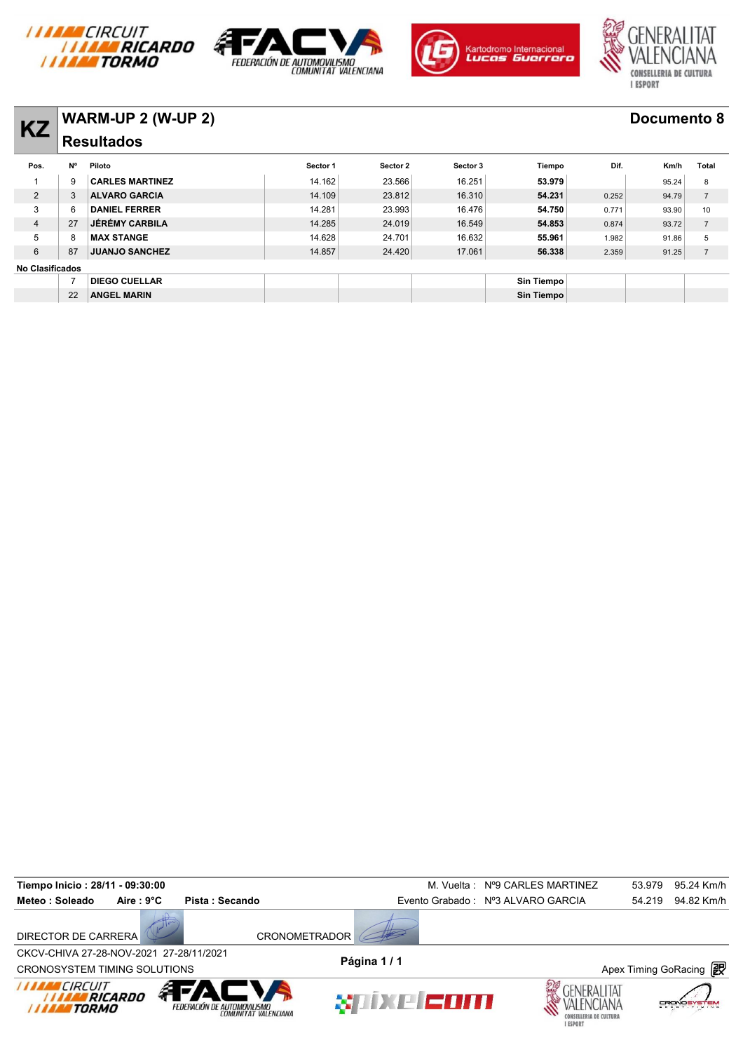# KZ WARM-UP 2 (W-UP 2)

## Resultados

**Documento 8**

| Pos. | Nº | Piloto | Sector 1 | Sector 2 | Sector 3 | Tiempo | Dif. | Km/h | Total |
|---|---|---|---|---|---|---|---|---|---|
| 1 | 9 | CARLES MARTINEZ | 14.162 | 23.566 | 16.251 | **53.979** | | 95.24 | 8 |
| 2 | 3 | ALVARO GARCIA | 14.109 | 23.812 | 16.310 | **54.231** | 0.252 | 94.79 | 7 |
| 3 | 6 | DANIEL FERRER | 14.281 | 23.993 | 16.476 | **54.750** | 0.771 | 93.90 | 10 |
| 4 | 27 | JÉRÉMY CARBILA | 14.285 | 24.019 | 16.549 | **54.853** | 0.874 | 93.72 | 7 |
| 5 | 8 | MAX STANGE | 14.628 | 24.701 | 16.632 | **55.961** | 1.982 | 91.86 | 5 |
| 6 | 87 | JUANJO SANCHEZ | 14.857 | 24.420 | 17.061 | **56.338** | 2.359 | 91.25 | 7 |
| **No Clasificados** | | | | | | | | | |
| | 7 | DIEGO CUELLAR | | | | **Sin Tiempo** | | | |
| | 22 | ANGEL MARIN | | | | **Sin Tiempo** | | | |

**Tiempo Inicio : 28/11 - 09:30:00**

**Meteo : Soleado** **Aire : 9°C** **Pista : Secando**

M. Vuelta : Nº9 CARLES MARTINEZ 53.979 95.24 Km/h

Evento Grabado : Nº3 ALVARO GARCIA 54.219 94.82 Km/h

DIRECTOR DE CARRERA

CRONOMETRADOR

CKCV-CHIVA 27-28-NOV-2021 27-28/11/2021

CRONOSYSTEM TIMING SOLUTIONS

Apex Timing GoRacing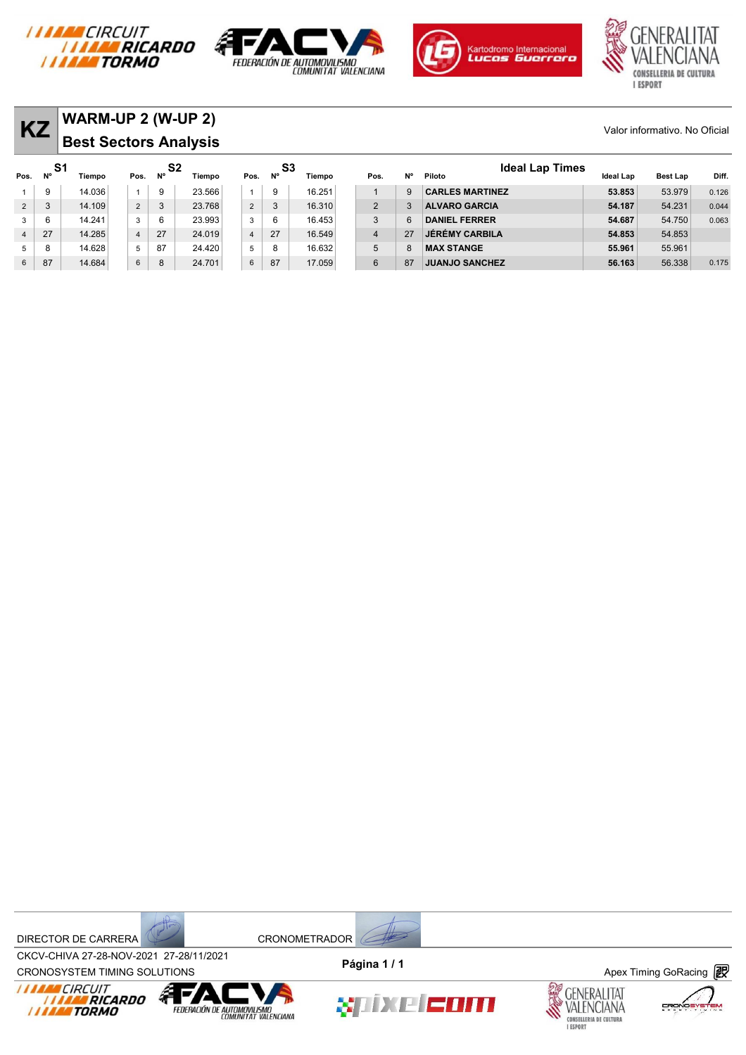# KZ

## WARM-UP 2 (W-UP 2)

## Best Sectors Analysis

Valor informativo. No Oficial

| S1 Pos. | Nº | Tiempo | S2 Pos. | Nº | Tiempo | S3 Pos. | Nº | Tiempo |
|---|---|---|---|---|---|---|---|---|
| 1 | 9 | 14.036 | 1 | 9 | 23.566 | 1 | 9 | 16.251 |
| 2 | 3 | 14.109 | 2 | 3 | 23.768 | 2 | 3 | 16.310 |
| 3 | 6 | 14.241 | 3 | 6 | 23.993 | 3 | 6 | 16.453 |
| 4 | 27 | 14.285 | 4 | 27 | 24.019 | 4 | 27 | 16.549 |
| 5 | 8 | 14.628 | 5 | 87 | 24.420 | 5 | 8 | 16.632 |
| 6 | 87 | 14.684 | 6 | 8 | 24.701 | 6 | 87 | 17.059 |

### Ideal Lap Times

| Pos. | Nº | Piloto | Ideal Lap | Best Lap | Diff. |
|---|---|---|---|---|---|
| 1 | 9 | **CARLES MARTINEZ** | **53.853** | 53.979 | 0.126 |
| 2 | 3 | **ALVARO GARCIA** | **54.187** | 54.231 | 0.044 |
| 3 | 6 | **DANIEL FERRER** | **54.687** | 54.750 | 0.063 |
| 4 | 27 | **JÉRÉMY CARBILA** | **54.853** | 54.853 | |
| 5 | 8 | **MAX STANGE** | **55.961** | 55.961 | |
| 6 | 87 | **JUANJO SANCHEZ** | **56.163** | 56.338 | 0.175 |

DIRECTOR DE CARRERA

CRONOMETRADOR

CKCV-CHIVA 27-28-NOV-2021 27-28/11/2021

CRONOSYSTEM TIMING SOLUTIONS

Apex Timing GoRacing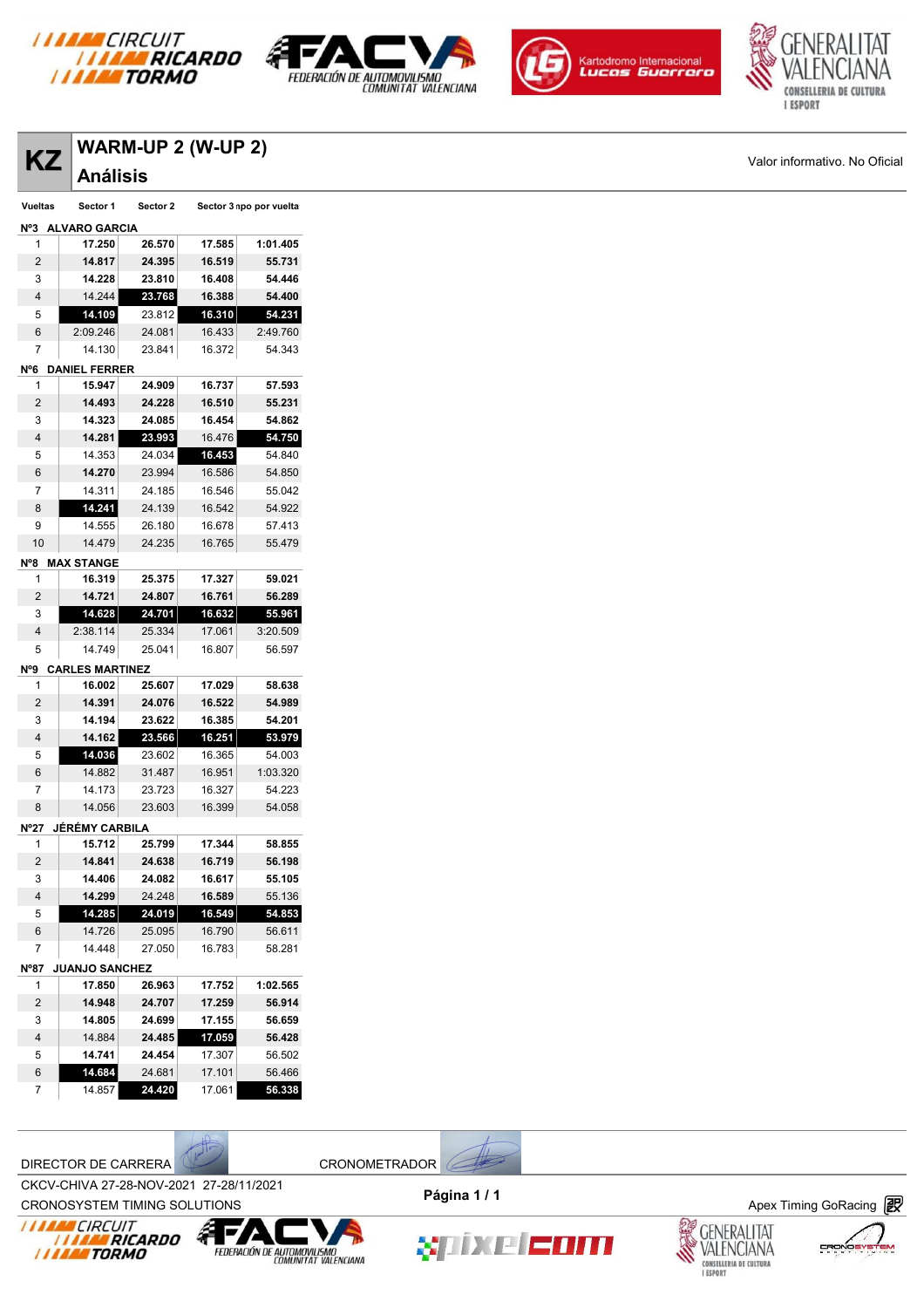# KZ

## WARM-UP 2 (W-UP 2)

## Análisis

Valor informativo. No Oficial

| Vueltas | Sector 1 | Sector 2 | Sector 3 | Tiempo por vuelta |
|---|---|---|---|---|
| **Nº3 ALVARO GARCIA** | | | | |
| 1 | 17.250 | 26.570 | 17.585 | 1:01.405 |
| 2 | 14.817 | 24.395 | 16.519 | 55.731 |
| 3 | 14.228 | 23.810 | 16.408 | 54.446 |
| 4 | 14.244 | 23.768 | 16.388 | 54.400 |
| 5 | 14.109 | 23.812 | 16.310 | 54.231 |
| 6 | 2:09.246 | 24.081 | 16.433 | 2:49.760 |
| 7 | 14.130 | 23.841 | 16.372 | 54.343 |
| **Nº6 DANIEL FERRER** | | | | |
| 1 | 15.947 | 24.909 | 16.737 | 57.593 |
| 2 | 14.493 | 24.228 | 16.510 | 55.231 |
| 3 | 14.323 | 24.085 | 16.454 | 54.862 |
| 4 | 14.281 | 23.993 | 16.476 | 54.750 |
| 5 | 14.353 | 24.034 | 16.453 | 54.840 |
| 6 | 14.270 | 23.994 | 16.586 | 54.850 |
| 7 | 14.311 | 24.185 | 16.546 | 55.042 |
| 8 | 14.241 | 24.139 | 16.542 | 54.922 |
| 9 | 14.555 | 26.180 | 16.678 | 57.413 |
| 10 | 14.479 | 24.235 | 16.765 | 55.479 |
| **Nº8 MAX STANGE** | | | | |
| 1 | 16.319 | 25.375 | 17.327 | 59.021 |
| 2 | 14.721 | 24.807 | 16.761 | 56.289 |
| 3 | 14.628 | 24.701 | 16.632 | 55.961 |
| 4 | 2:38.114 | 25.334 | 17.061 | 3:20.509 |
| 5 | 14.749 | 25.041 | 16.807 | 56.597 |
| **Nº9 CARLES MARTINEZ** | | | | |
| 1 | 16.002 | 25.607 | 17.029 | 58.638 |
| 2 | 14.391 | 24.076 | 16.522 | 54.989 |
| 3 | 14.194 | 23.622 | 16.385 | 54.201 |
| 4 | 14.162 | 23.566 | 16.251 | 53.979 |
| 5 | 14.036 | 23.602 | 16.365 | 54.003 |
| 6 | 14.882 | 31.487 | 16.951 | 1:03.320 |
| 7 | 14.173 | 23.723 | 16.327 | 54.223 |
| 8 | 14.056 | 23.603 | 16.399 | 54.058 |
| **Nº27 JÉRÉMY CARBILA** | | | | |
| 1 | 15.712 | 25.799 | 17.344 | 58.855 |
| 2 | 14.841 | 24.638 | 16.719 | 56.198 |
| 3 | 14.406 | 24.082 | 16.617 | 55.105 |
| 4 | 14.299 | 24.248 | 16.589 | 55.136 |
| 5 | 14.285 | 24.019 | 16.549 | 54.853 |
| 6 | 14.726 | 25.095 | 16.790 | 56.611 |
| 7 | 14.448 | 27.050 | 16.783 | 58.281 |
| **Nº87 JUANJO SANCHEZ** | | | | |
| 1 | 17.850 | 26.963 | 17.752 | 1:02.565 |
| 2 | 14.948 | 24.707 | 17.259 | 56.914 |
| 3 | 14.805 | 24.699 | 17.155 | 56.659 |
| 4 | 14.884 | 24.485 | 17.059 | 56.428 |
| 5 | 14.741 | 24.454 | 17.307 | 56.502 |
| 6 | 14.684 | 24.681 | 17.101 | 56.466 |
| 7 | 14.857 | 24.420 | 17.061 | 56.338 |

DIRECTOR DE CARRERA

CRONOMETRADOR

CKCV-CHIVA 27-28-NOV-2021 27-28/11/2021

CRONOSYSTEM TIMING SOLUTIONS

Apex Timing GoRacing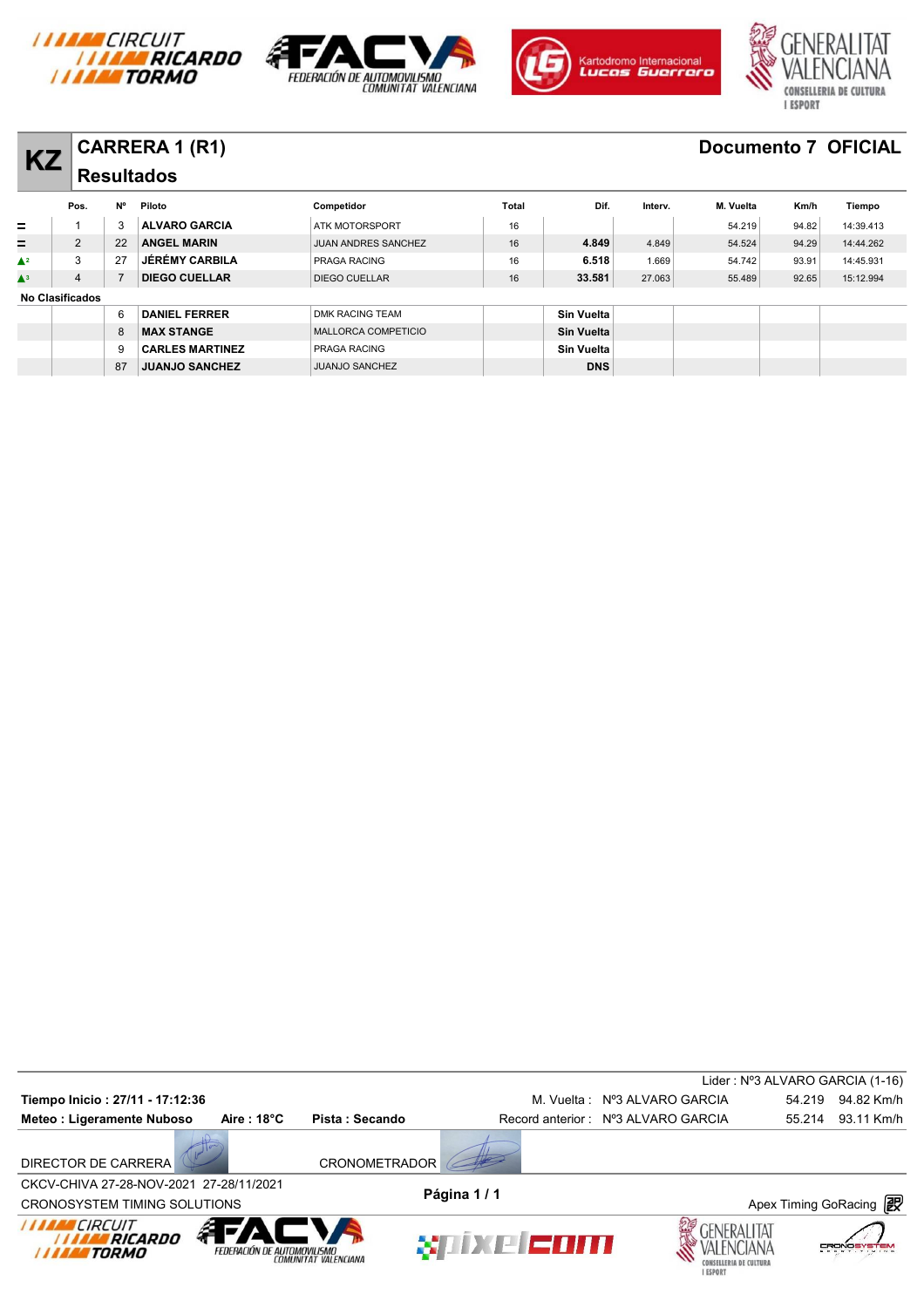# KZ CARRERA 1 (R1)

## Resultados

**Documento 7 OFICIAL**

| | Pos. | Nº | Piloto | Competidor | Total | Dif. | Interv. | M. Vuelta | Km/h | Tiempo |
|---|---|---|---|---|---|---|---|---|---|---|
| = | 1 | 3 | **ALVARO GARCIA** | ATK MOTORSPORT | 16 | | | 54.219 | 94.82 | 14:39.413 |
| = | 2 | 22 | **ANGEL MARIN** | JUAN ANDRES SANCHEZ | 16 | **4.849** | 4.849 | 54.524 | 94.29 | 14:44.262 |
| ▲2 | 3 | 27 | **JÉRÉMY CARBILA** | PRAGA RACING | 16 | **6.518** | 1.669 | 54.742 | 93.91 | 14:45.931 |
| ▲3 | 4 | 7 | **DIEGO CUELLAR** | DIEGO CUELLAR | 16 | **33.581** | 27.063 | 55.489 | 92.65 | 15:12.994 |
| **No Clasificados** | | | | | | | | | | |
| | | 6 | **DANIEL FERRER** | DMK RACING TEAM | | **Sin Vuelta** | | | | |
| | | 8 | **MAX STANGE** | MALLORCA COMPETICIO | | **Sin Vuelta** | | | | |
| | | 9 | **CARLES MARTINEZ** | PRAGA RACING | | **Sin Vuelta** | | | | |
| | | 87 | **JUANJO SANCHEZ** | JUANJO SANCHEZ | | **DNS** | | | | |

Lider : Nº3 ALVARO GARCIA (1-16)

**Tiempo Inicio : 27/11 - 17:12:36** — M. Vuelta : Nº3 ALVARO GARCIA 54.219 94.82 Km/h

**Meteo : Ligeramente Nuboso** **Aire : 18°C** **Pista : Secando** — Record anterior : Nº3 ALVARO GARCIA 55.214 93.11 Km/h

DIRECTOR DE CARRERA — CRONOMETRADOR

CKCV-CHIVA 27-28-NOV-2021 27-28/11/2021

CRONOSYSTEM TIMING SOLUTIONS

Apex Timing GoRacing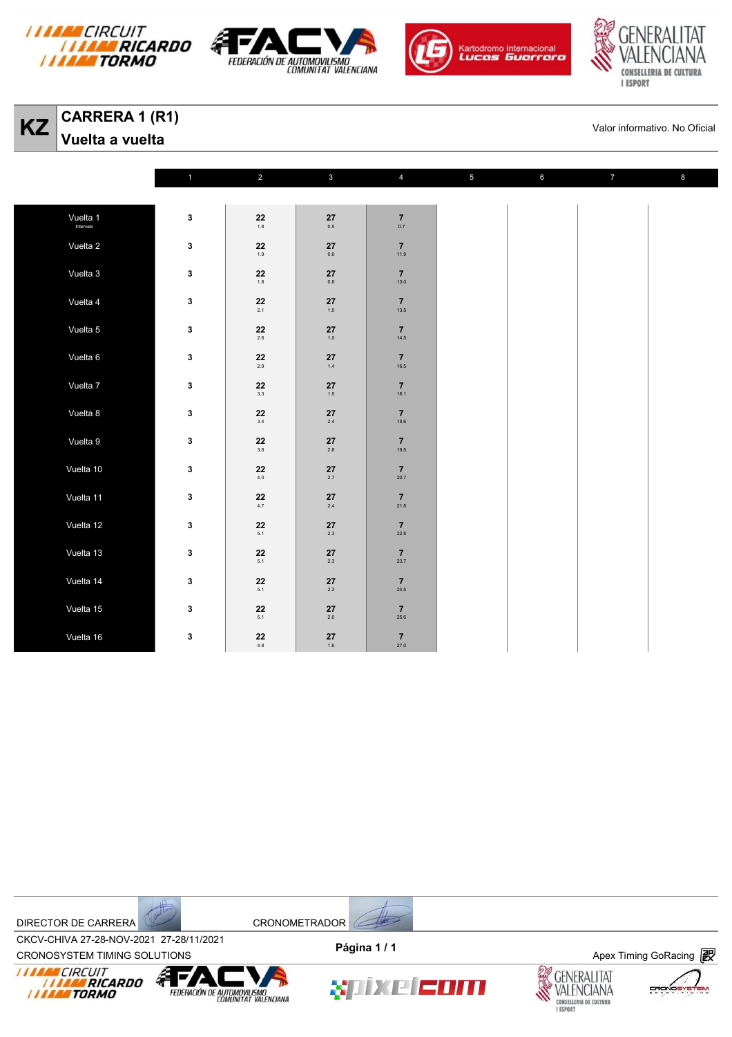# KZ

## CARRERA 1 (R1)

## Vuelta a vuelta

Valor informativo. No Oficial

| | 1 | 2 | 3 | 4 | 5 | 6 | 7 | 8 |
|---|---|---|---|---|---|---|---|---|
| Vuelta 1 Intervalo | 3 | 22 1.8 | 27 0.5 | 7 0.7 | | | | |
| Vuelta 2 | 3 | 22 1.9 | 27 0.6 | 7 11.9 | | | | |
| Vuelta 3 | 3 | 22 1.8 | 27 0.8 | 7 13.0 | | | | |
| Vuelta 4 | 3 | 22 2.1 | 27 1.0 | 7 13.5 | | | | |
| Vuelta 5 | 3 | 22 2.6 | 27 1.0 | 7 14.5 | | | | |
| Vuelta 6 | 3 | 22 2.9 | 27 1.4 | 7 16.5 | | | | |
| Vuelta 7 | 3 | 22 3.3 | 27 1.5 | 7 18.1 | | | | |
| Vuelta 8 | 3 | 22 3.4 | 27 2.4 | 7 18.6 | | | | |
| Vuelta 9 | 3 | 22 3.8 | 27 2.8 | 7 19.5 | | | | |
| Vuelta 10 | 3 | 22 4.0 | 27 2.7 | 7 20.7 | | | | |
| Vuelta 11 | 3 | 22 4.7 | 27 2.4 | 7 21.8 | | | | |
| Vuelta 12 | 3 | 22 5.1 | 27 2.3 | 7 22.8 | | | | |
| Vuelta 13 | 3 | 22 5.1 | 27 2.3 | 7 23.7 | | | | |
| Vuelta 14 | 3 | 22 5.1 | 27 2.2 | 7 24.5 | | | | |
| Vuelta 15 | 3 | 22 5.1 | 27 2.0 | 7 25.6 | | | | |
| Vuelta 16 | 3 | 22 4.8 | 27 1.6 | 7 27.0 | | | | |

DIRECTOR DE CARRERA

CRONOMETRADOR

CKCV-CHIVA 27-28-NOV-2021 27-28/11/2021

CRONOSYSTEM TIMING SOLUTIONS

Apex Timing GoRacing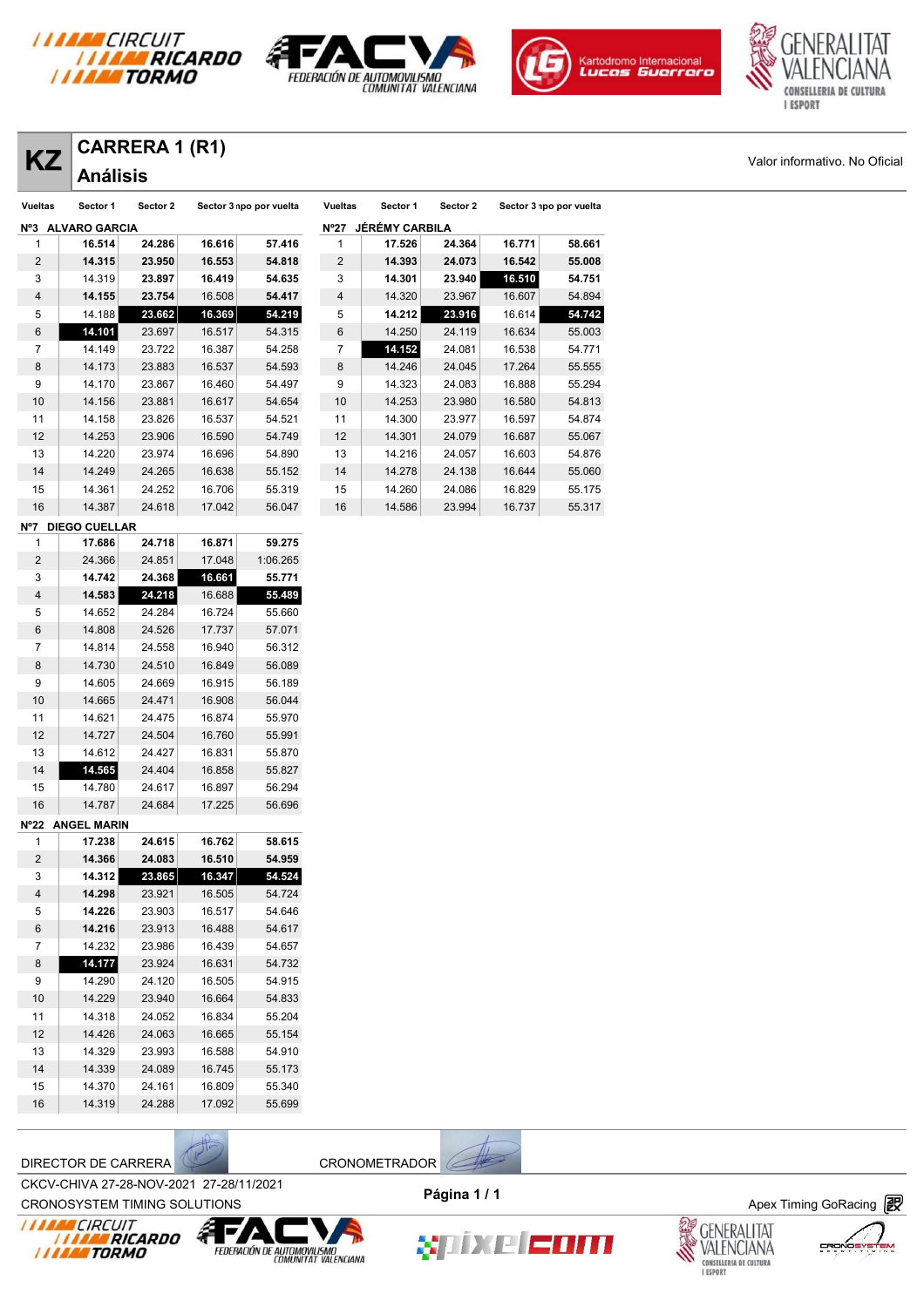# KZ CARRERA 1 (R1)

## Análisis

Valor informativo. No Oficial

| Vueltas | Sector 1 | Sector 2 | Sector 3 | Tiempo por vuelta |
|---|---|---|---|---|
| **Nº3 ALVARO GARCIA** | | | | |
| 1 | **16.514** | **24.286** | **16.616** | **57.416** |
| 2 | **14.315** | **23.950** | **16.553** | **54.818** |
| 3 | 14.319 | **23.897** | **16.419** | **54.635** |
| 4 | **14.155** | **23.754** | 16.508 | **54.417** |
| 5 | 14.188 | **23.662** | **16.369** | **54.219** |
| 6 | **14.101** | 23.697 | 16.517 | 54.315 |
| 7 | 14.149 | 23.722 | 16.387 | 54.258 |
| 8 | 14.173 | 23.883 | 16.537 | 54.593 |
| 9 | 14.170 | 23.867 | 16.460 | 54.497 |
| 10 | 14.156 | 23.881 | 16.617 | 54.654 |
| 11 | 14.158 | 23.826 | 16.537 | 54.521 |
| 12 | 14.253 | 23.906 | 16.590 | 54.749 |
| 13 | 14.220 | 23.974 | 16.696 | 54.890 |
| 14 | 14.249 | 24.265 | 16.638 | 55.152 |
| 15 | 14.361 | 24.252 | 16.706 | 55.319 |
| 16 | 14.387 | 24.618 | 17.042 | 56.047 |
| **Nº7 DIEGO CUELLAR** | | | | |
| 1 | **17.686** | **24.718** | **16.871** | **59.275** |
| 2 | 24.366 | 24.851 | 17.048 | 1:06.265 |
| 3 | **14.742** | **24.368** | **16.661** | **55.771** |
| 4 | **14.583** | **24.218** | 16.688 | **55.489** |
| 5 | 14.652 | 24.284 | 16.724 | 55.660 |
| 6 | 14.808 | 24.526 | 17.737 | 57.071 |
| 7 | 14.814 | 24.558 | 16.940 | 56.312 |
| 8 | 14.730 | 24.510 | 16.849 | 56.089 |
| 9 | 14.605 | 24.669 | 16.915 | 56.189 |
| 10 | 14.665 | 24.471 | 16.908 | 56.044 |
| 11 | 14.621 | 24.475 | 16.874 | 55.970 |
| 12 | 14.727 | 24.504 | 16.760 | 55.991 |
| 13 | 14.612 | 24.427 | 16.831 | 55.870 |
| 14 | **14.565** | 24.404 | 16.858 | 55.827 |
| 15 | 14.780 | 24.617 | 16.897 | 56.294 |
| 16 | 14.787 | 24.684 | 17.225 | 56.696 |
| **Nº22 ANGEL MARIN** | | | | |
| 1 | **17.238** | **24.615** | **16.762** | **58.615** |
| 2 | **14.366** | **24.083** | **16.510** | **54.959** |
| 3 | **14.312** | **23.865** | **16.347** | **54.524** |
| 4 | **14.298** | 23.921 | 16.505 | 54.724 |
| 5 | **14.226** | 23.903 | 16.517 | 54.646 |
| 6 | **14.216** | 23.913 | 16.488 | 54.617 |
| 7 | 14.232 | 23.986 | 16.439 | 54.657 |
| 8 | **14.177** | 23.924 | 16.631 | 54.732 |
| 9 | 14.290 | 24.120 | 16.505 | 54.915 |
| 10 | 14.229 | 23.940 | 16.664 | 54.833 |
| 11 | 14.318 | 24.052 | 16.834 | 55.204 |
| 12 | 14.426 | 24.063 | 16.665 | 55.154 |
| 13 | 14.329 | 23.993 | 16.588 | 54.910 |
| 14 | 14.339 | 24.089 | 16.745 | 55.173 |
| 15 | 14.370 | 24.161 | 16.809 | 55.340 |
| 16 | 14.319 | 24.288 | 17.092 | 55.699 |

| Vueltas | Sector 1 | Sector 2 | Sector 3 | Tiempo por vuelta |
|---|---|---|---|---|
| **Nº27 JÉRÉMY CARBILA** | | | | |
| 1 | **17.526** | **24.364** | **16.771** | **58.661** |
| 2 | **14.393** | **24.073** | **16.542** | **55.008** |
| 3 | **14.301** | **23.940** | **16.510** | **54.751** |
| 4 | 14.320 | 23.967 | 16.607 | 54.894 |
| 5 | **14.212** | **23.916** | 16.614 | **54.742** |
| 6 | 14.250 | 24.119 | 16.634 | 55.003 |
| 7 | **14.152** | 24.081 | 16.538 | 54.771 |
| 8 | 14.246 | 24.045 | 17.264 | 55.555 |
| 9 | 14.323 | 24.083 | 16.888 | 55.294 |
| 10 | 14.253 | 23.980 | 16.580 | 54.813 |
| 11 | 14.300 | 23.977 | 16.597 | 54.874 |
| 12 | 14.301 | 24.079 | 16.687 | 55.067 |
| 13 | 14.216 | 24.057 | 16.603 | 54.876 |
| 14 | 14.278 | 24.138 | 16.644 | 55.060 |
| 15 | 14.260 | 24.086 | 16.829 | 55.175 |
| 16 | 14.586 | 23.994 | 16.737 | 55.317 |

DIRECTOR DE CARRERA

CRONOMETRADOR

CKCV-CHIVA 27-28-NOV-2021 27-28/11/2021

CRONOSYSTEM TIMING SOLUTIONS

Apex Timing GoRacing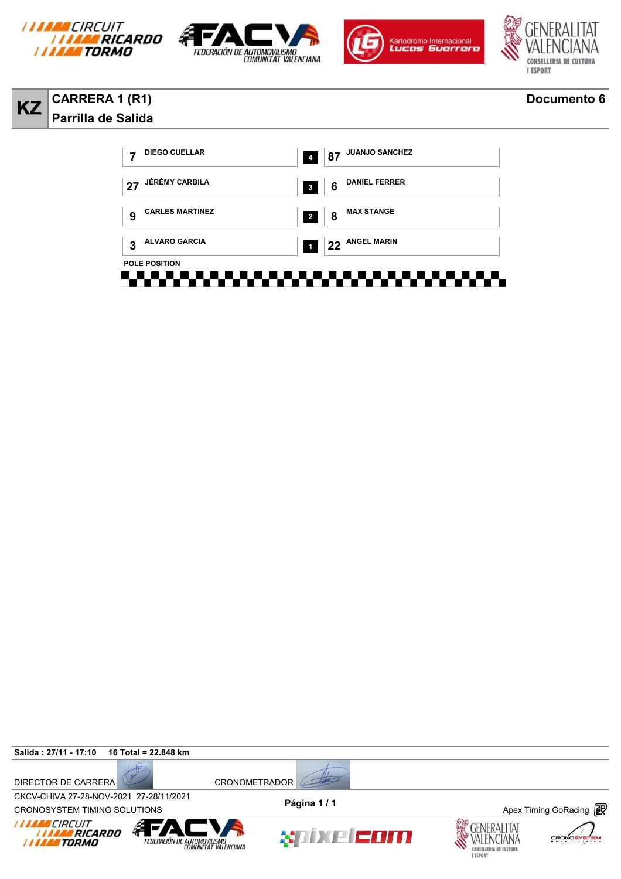# KZ

## CARRERA 1 (R1)

**Parrilla de Salida**

**Documento 6**

| No. | Piloto | Fila | No. | Piloto |
|---|---|---|---|---|
| 7 | DIEGO CUELLAR | 4 | 87 | JUANJO SANCHEZ |
| 27 | JÉRÉMY CARBILA | 3 | 6 | DANIEL FERRER |
| 9 | CARLES MARTINEZ | 2 | 8 | MAX STANGE |
| 3 | ALVARO GARCIA | 1 | 22 | ANGEL MARIN |

POLE POSITION

**Salida : 27/11 - 17:10** **16 Total = 22.848 km**

DIRECTOR DE CARRERA

CRONOMETRADOR

CKCV-CHIVA 27-28-NOV-2021 27-28/11/2021

CRONOSYSTEM TIMING SOLUTIONS

Apex Timing GoRacing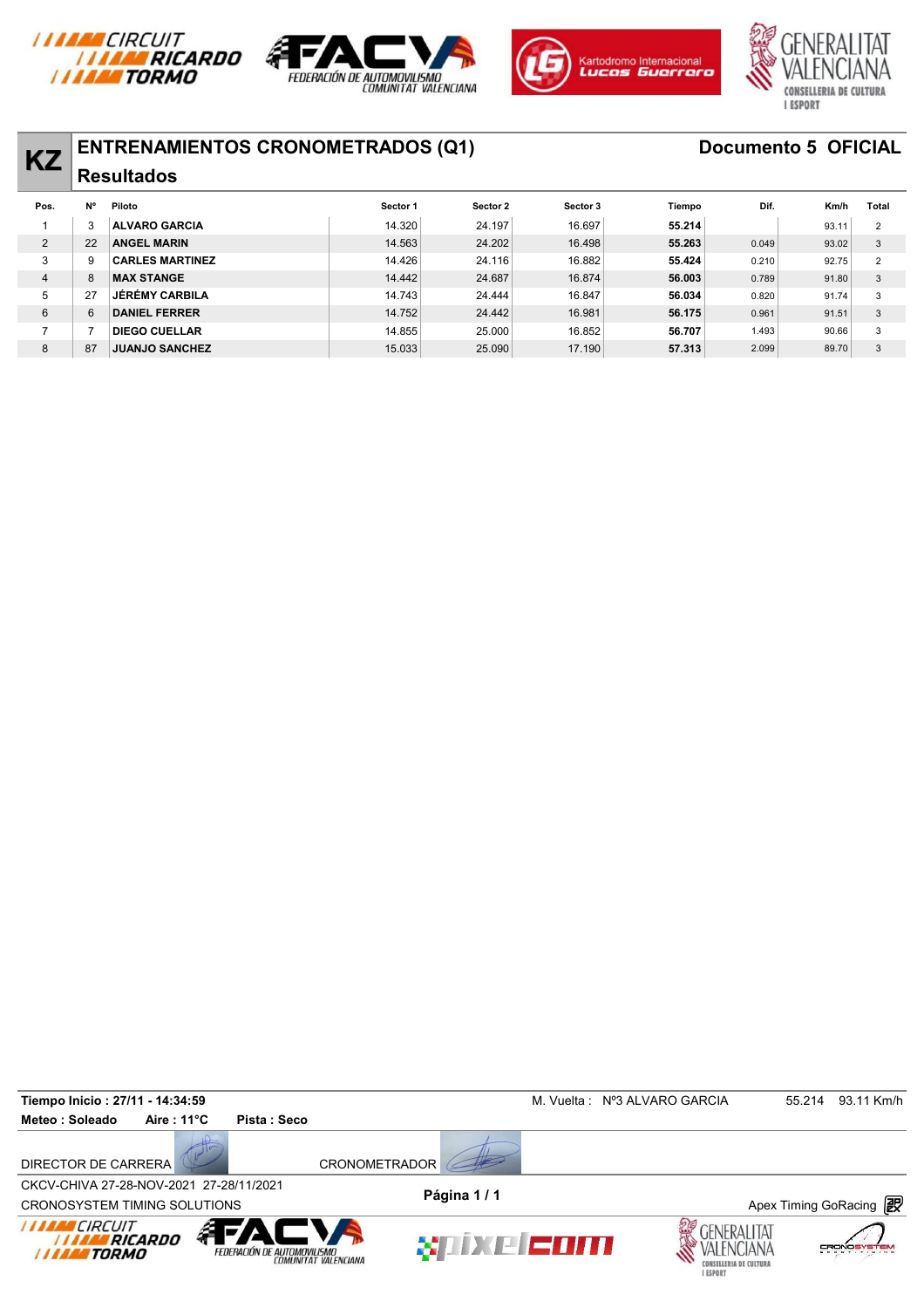# KZ ENTRENAMIENTOS CRONOMETRADOS (Q1)

## Resultados

**Documento 5 OFICIAL**

| Pos. | Nº | Piloto | Sector 1 | Sector 2 | Sector 3 | Tiempo | Dif. | Km/h | Total |
|---|---|---|---|---|---|---|---|---|---|
| 1 | 3 | **ALVARO GARCIA** | 14.320 | 24.197 | 16.697 | **55.214** | | 93.11 | 2 |
| 2 | 22 | **ANGEL MARIN** | 14.563 | 24.202 | 16.498 | **55.263** | 0.049 | 93.02 | 3 |
| 3 | 9 | **CARLES MARTINEZ** | 14.426 | 24.116 | 16.882 | **55.424** | 0.210 | 92.75 | 2 |
| 4 | 8 | **MAX STANGE** | 14.442 | 24.687 | 16.874 | **56.003** | 0.789 | 91.80 | 3 |
| 5 | 27 | **JÉRÉMY CARBILA** | 14.743 | 24.444 | 16.847 | **56.034** | 0.820 | 91.74 | 3 |
| 6 | 6 | **DANIEL FERRER** | 14.752 | 24.442 | 16.981 | **56.175** | 0.961 | 91.51 | 3 |
| 7 | 7 | **DIEGO CUELLAR** | 14.855 | 25.000 | 16.852 | **56.707** | 1.493 | 90.66 | 3 |
| 8 | 87 | **JUANJO SANCHEZ** | 15.033 | 25.090 | 17.190 | **57.313** | 2.099 | 89.70 | 3 |

**Tiempo Inicio : 27/11 - 14:34:59** M. Vuelta : Nº3 ALVARO GARCIA 55.214 93.11 Km/h

**Meteo : Soleado** **Aire : 11°C** **Pista : Seco**

DIRECTOR DE CARRERA CRONOMETRADOR

CKCV-CHIVA 27-28-NOV-2021 27-28/11/2021

CRONOSYSTEM TIMING SOLUTIONS

**Página 1 / 1**

Apex Timing GoRacing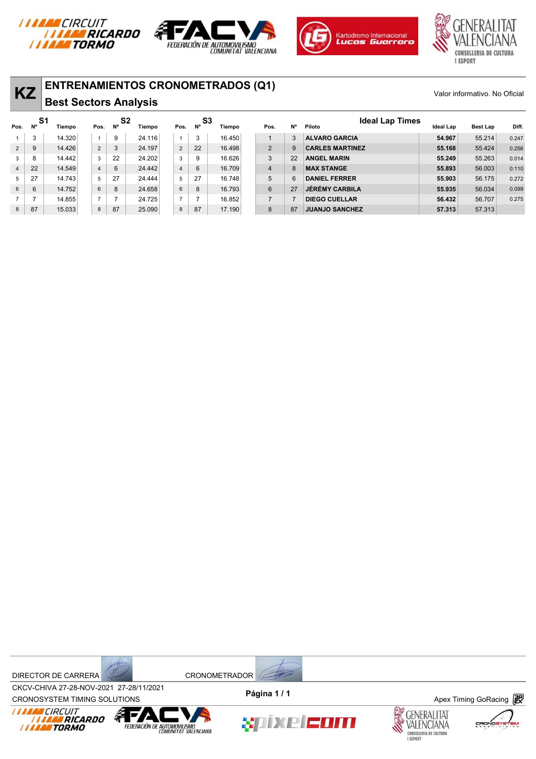# KZ

## ENTRENAMIENTOS CRONOMETRADOS (Q1)

### Best Sectors Analysis

Valor informativo. No Oficial

| S1 Pos. | Nº | Tiempo | S2 Pos. | Nº | Tiempo | S3 Pos. | Nº | Tiempo |
|---|---|---|---|---|---|---|---|---|
| 1 | 3 | 14.320 | 1 | 9 | 24.116 | 1 | 3 | 16.450 |
| 2 | 9 | 14.426 | 2 | 3 | 24.197 | 2 | 22 | 16.498 |
| 3 | 8 | 14.442 | 3 | 22 | 24.202 | 3 | 9 | 16.626 |
| 4 | 22 | 14.549 | 4 | 6 | 24.442 | 4 | 6 | 16.709 |
| 5 | 27 | 14.743 | 5 | 27 | 24.444 | 5 | 27 | 16.748 |
| 6 | 6 | 14.752 | 6 | 8 | 24.658 | 6 | 8 | 16.793 |
| 7 | 7 | 14.855 | 7 | 7 | 24.725 | 7 | 7 | 16.852 |
| 8 | 87 | 15.033 | 8 | 87 | 25.090 | 8 | 87 | 17.190 |

**Ideal Lap Times**

| Pos. | Nº | Piloto | Ideal Lap | Best Lap | Diff. |
|---|---|---|---|---|---|
| 1 | 3 | ALVARO GARCIA | 54.967 | 55.214 | 0.247 |
| 2 | 9 | CARLES MARTINEZ | 55.168 | 55.424 | 0.256 |
| 3 | 22 | ANGEL MARIN | 55.249 | 55.263 | 0.014 |
| 4 | 8 | MAX STANGE | 55.893 | 56.003 | 0.110 |
| 5 | 6 | DANIEL FERRER | 55.903 | 56.175 | 0.272 |
| 6 | 27 | JÉRÉMY CARBILA | 55.935 | 56.034 | 0.099 |
| 7 | 7 | DIEGO CUELLAR | 56.432 | 56.707 | 0.275 |
| 8 | 87 | JUANJO SANCHEZ | 57.313 | 57.313 | |

DIRECTOR DE CARRERA

CRONOMETRADOR

CKCV-CHIVA 27-28-NOV-2021 27-28/11/2021

CRONOSYSTEM TIMING SOLUTIONS

Apex Timing GoRacing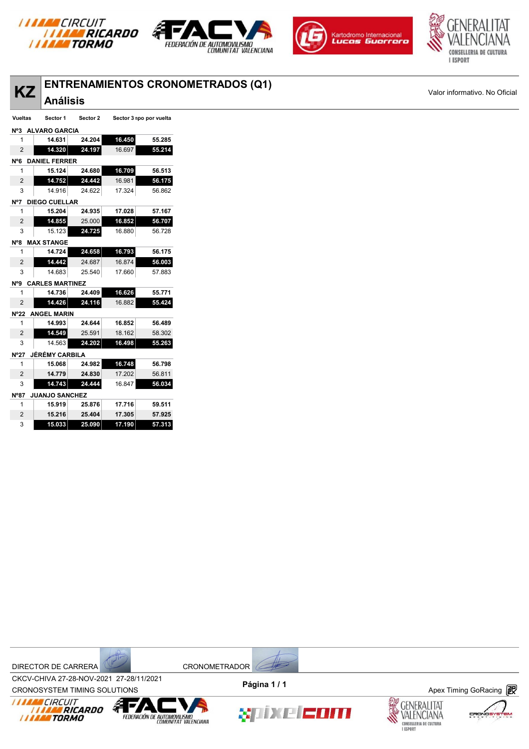# KZ ENTRENAMIENTOS CRONOMETRADOS (Q1)

## Análisis

Valor informativo. No Oficial

| Vueltas | Sector 1 | Sector 2 | Sector 3 | Tiempo por vuelta |
|---|---|---|---|---|
| **Nº3 ALVARO GARCIA** | | | | |
| 1 | 14.631 | 24.204 | 16.450 | 55.285 |
| 2 | 14.320 | 24.197 | 16.697 | 55.214 |
| **Nº6 DANIEL FERRER** | | | | |
| 1 | 15.124 | 24.680 | 16.709 | 56.513 |
| 2 | 14.752 | 24.442 | 16.981 | 56.175 |
| 3 | 14.916 | 24.622 | 17.324 | 56.862 |
| **Nº7 DIEGO CUELLAR** | | | | |
| 1 | 15.204 | 24.935 | 17.028 | 57.167 |
| 2 | 14.855 | 25.000 | 16.852 | 56.707 |
| 3 | 15.123 | 24.725 | 16.880 | 56.728 |
| **Nº8 MAX STANGE** | | | | |
| 1 | 14.724 | 24.658 | 16.793 | 56.175 |
| 2 | 14.442 | 24.687 | 16.874 | 56.003 |
| 3 | 14.683 | 25.540 | 17.660 | 57.883 |
| **Nº9 CARLES MARTINEZ** | | | | |
| 1 | 14.736 | 24.409 | 16.626 | 55.771 |
| 2 | 14.426 | 24.116 | 16.882 | 55.424 |
| **Nº22 ANGEL MARIN** | | | | |
| 1 | 14.993 | 24.644 | 16.852 | 56.489 |
| 2 | 14.549 | 25.591 | 18.162 | 58.302 |
| 3 | 14.563 | 24.202 | 16.498 | 55.263 |
| **Nº27 JÉRÉMY CARBILA** | | | | |
| 1 | 15.068 | 24.982 | 16.748 | 56.798 |
| 2 | 14.779 | 24.830 | 17.202 | 56.811 |
| 3 | 14.743 | 24.444 | 16.847 | 56.034 |
| **Nº87 JUANJO SANCHEZ** | | | | |
| 1 | 15.919 | 25.876 | 17.716 | 59.511 |
| 2 | 15.216 | 25.404 | 17.305 | 57.925 |
| 3 | 15.033 | 25.090 | 17.190 | 57.313 |

DIRECTOR DE CARRERA

CRONOMETRADOR

CKCV-CHIVA 27-28-NOV-2021 27-28/11/2021

CRONOSYSTEM TIMING SOLUTIONS

Apex Timing GoRacing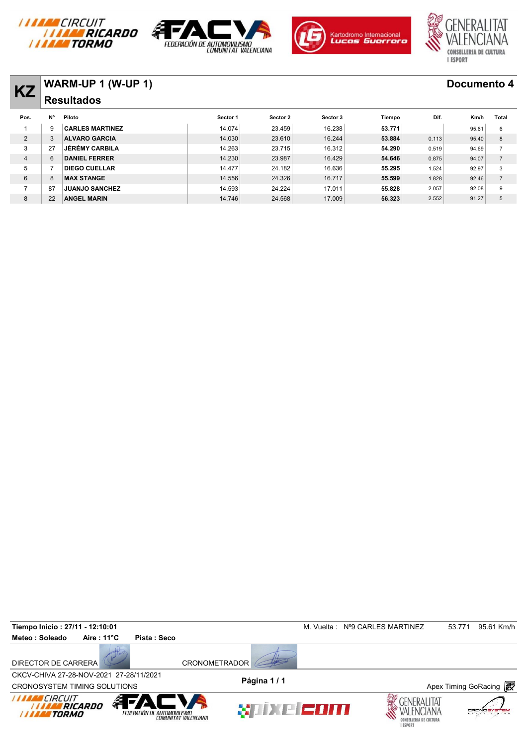# KZ

## WARM-UP 1 (W-UP 1)

**Documento 4**

## Resultados

| Pos. | Nº | Piloto | Sector 1 | Sector 2 | Sector 3 | Tiempo | Dif. | Km/h | Total |
|---|---|---|---|---|---|---|---|---|---|
| 1 | 9 | CARLES MARTINEZ | 14.074 | 23.459 | 16.238 | **53.771** | | 95.61 | 6 |
| 2 | 3 | ALVARO GARCIA | 14.030 | 23.610 | 16.244 | **53.884** | 0.113 | 95.40 | 8 |
| 3 | 27 | JÉRÉMY CARBILA | 14.263 | 23.715 | 16.312 | **54.290** | 0.519 | 94.69 | 7 |
| 4 | 6 | DANIEL FERRER | 14.230 | 23.987 | 16.429 | **54.646** | 0.875 | 94.07 | 7 |
| 5 | 7 | DIEGO CUELLAR | 14.477 | 24.182 | 16.636 | **55.295** | 1.524 | 92.97 | 3 |
| 6 | 8 | MAX STANGE | 14.556 | 24.326 | 16.717 | **55.599** | 1.828 | 92.46 | 7 |
| 7 | 87 | JUANJO SANCHEZ | 14.593 | 24.224 | 17.011 | **55.828** | 2.057 | 92.08 | 9 |
| 8 | 22 | ANGEL MARIN | 14.746 | 24.568 | 17.009 | **56.323** | 2.552 | 91.27 | 5 |

**Tiempo Inicio : 27/11 - 12:10:01** M. Vuelta : Nº9 CARLES MARTINEZ 53.771 95.61 Km/h

**Meteo : Soleado** **Aire : 11°C** **Pista : Seco**

DIRECTOR DE CARRERA CRONOMETRADOR

CKCV-CHIVA 27-28-NOV-2021 27-28/11/2021

CRONOSYSTEM TIMING SOLUTIONS

Apex Timing GoRacing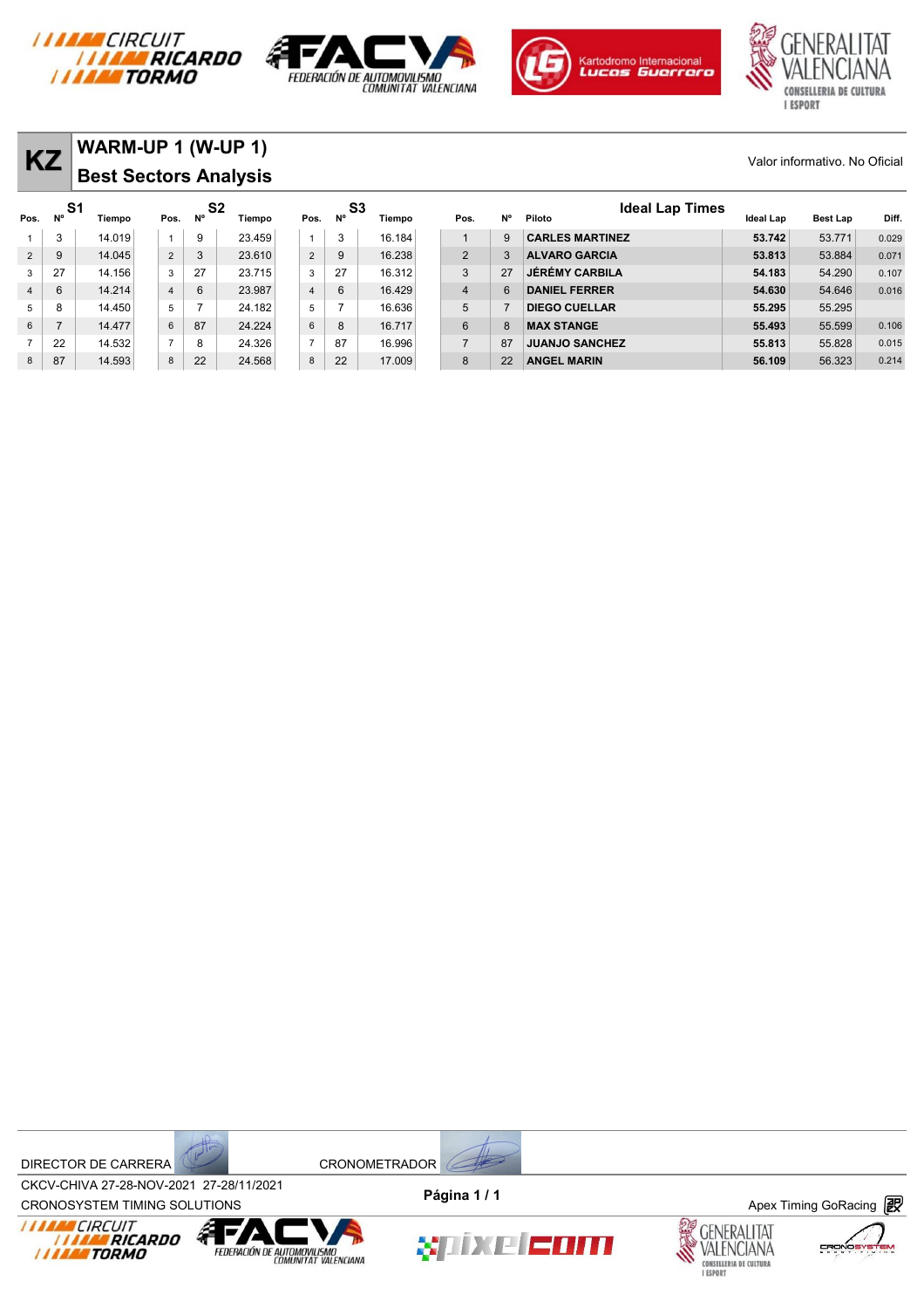# KZ

## WARM-UP 1 (W-UP 1)

## Best Sectors Analysis

Valor informativo. No Oficial

| S1 Pos. | Nº | Tiempo | S2 Pos. | Nº | Tiempo | S3 Pos. | Nº | Tiempo |
|---|---|---|---|---|---|---|---|---|
| 1 | 3 | 14.019 | 1 | 9 | 23.459 | 1 | 3 | 16.184 |
| 2 | 9 | 14.045 | 2 | 3 | 23.610 | 2 | 9 | 16.238 |
| 3 | 27 | 14.156 | 3 | 27 | 23.715 | 3 | 27 | 16.312 |
| 4 | 6 | 14.214 | 4 | 6 | 23.987 | 4 | 6 | 16.429 |
| 5 | 8 | 14.450 | 5 | 7 | 24.182 | 5 | 7 | 16.636 |
| 6 | 7 | 14.477 | 6 | 87 | 24.224 | 6 | 8 | 16.717 |
| 7 | 22 | 14.532 | 7 | 8 | 24.326 | 7 | 87 | 16.996 |
| 8 | 87 | 14.593 | 8 | 22 | 24.568 | 8 | 22 | 17.009 |

### Ideal Lap Times

| Pos. | Nº | Piloto | Ideal Lap | Best Lap | Diff. |
|---|---|---|---|---|---|
| 1 | 9 | CARLES MARTINEZ | 53.742 | 53.771 | 0.029 |
| 2 | 3 | ALVARO GARCIA | 53.813 | 53.884 | 0.071 |
| 3 | 27 | JÉRÉMY CARBILA | 54.183 | 54.290 | 0.107 |
| 4 | 6 | DANIEL FERRER | 54.630 | 54.646 | 0.016 |
| 5 | 7 | DIEGO CUELLAR | 55.295 | 55.295 | |
| 6 | 8 | MAX STANGE | 55.493 | 55.599 | 0.106 |
| 7 | 87 | JUANJO SANCHEZ | 55.813 | 55.828 | 0.015 |
| 8 | 22 | ANGEL MARIN | 56.109 | 56.323 | 0.214 |

DIRECTOR DE CARRERA

CRONOMETRADOR

CKCV-CHIVA 27-28-NOV-2021 27-28/11/2021

CRONOSYSTEM TIMING SOLUTIONS

Apex Timing GoRacing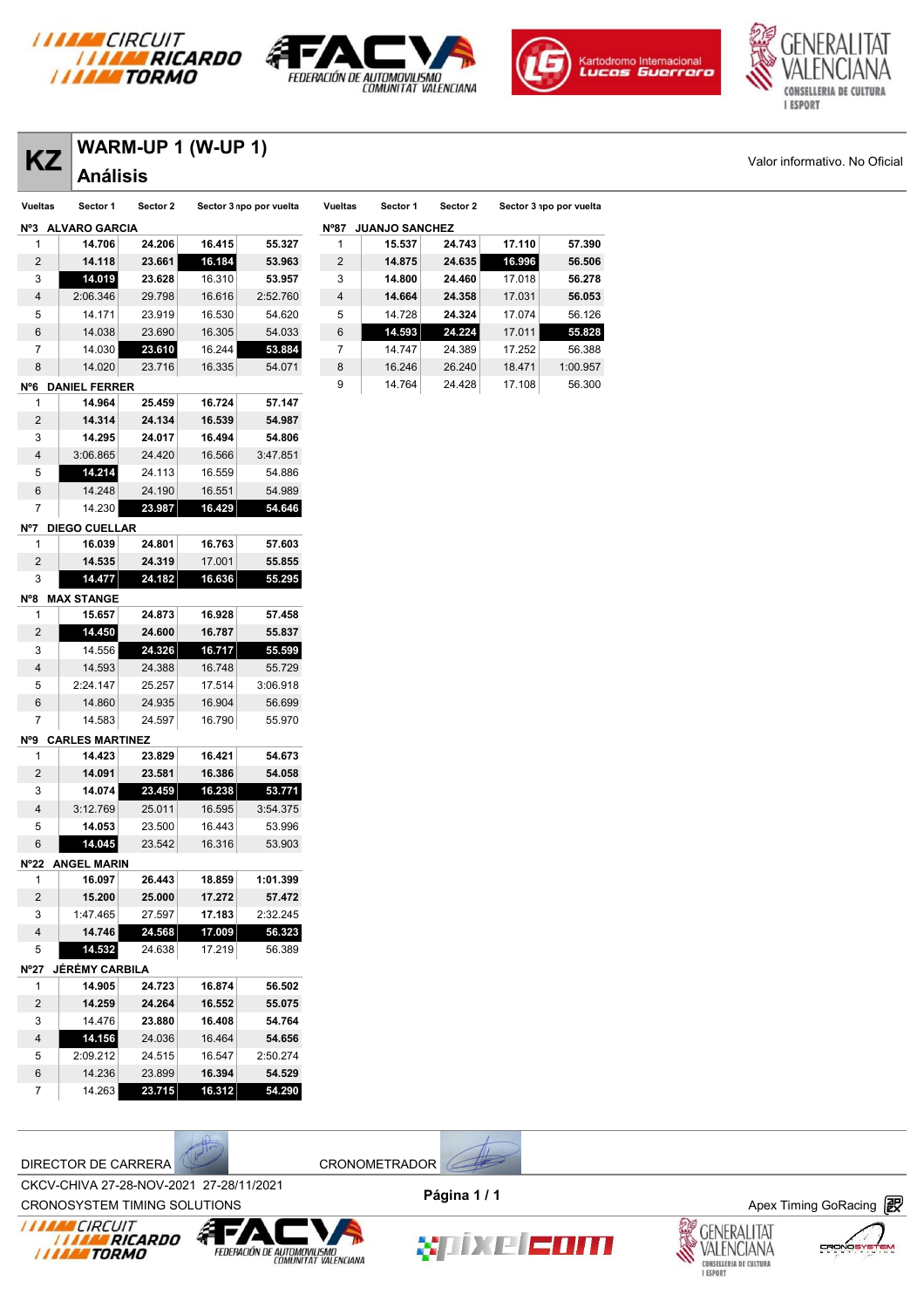# KZ WARM-UP 1 (W-UP 1)

## Análisis

Valor informativo. No Oficial

| Vueltas | Sector 1 | Sector 2 | Sector 3 | Tiempo por vuelta |
|---|---|---|---|---|
| **Nº3 ALVARO GARCIA** | | | | |
| 1 | **14.706** | **24.206** | **16.415** | **55.327** |
| 2 | **14.118** | **23.661** | **16.184** | **53.963** |
| 3 | **14.019** | 23.628 | 16.310 | **53.957** |
| 4 | 2:06.346 | 29.798 | 16.616 | 2:52.760 |
| 5 | 14.171 | 23.919 | 16.530 | 54.620 |
| 6 | 14.038 | 23.690 | 16.305 | 54.033 |
| 7 | 14.030 | **23.610** | 16.244 | **53.884** |
| 8 | 14.020 | 23.716 | 16.335 | 54.071 |
| **Nº6 DANIEL FERRER** | | | | |
| 1 | **14.964** | **25.459** | **16.724** | **57.147** |
| 2 | **14.314** | **24.134** | **16.539** | **54.987** |
| 3 | **14.295** | **24.017** | **16.494** | **54.806** |
| 4 | 3:06.865 | 24.420 | 16.566 | 3:47.851 |
| 5 | **14.214** | 24.113 | 16.559 | 54.886 |
| 6 | 14.248 | 24.190 | 16.551 | 54.989 |
| 7 | 14.230 | **23.987** | **16.429** | **54.646** |
| **Nº7 DIEGO CUELLAR** | | | | |
| 1 | **16.039** | **24.801** | **16.763** | **57.603** |
| 2 | **14.535** | **24.319** | 17.001 | **55.855** |
| 3 | **14.477** | **24.182** | **16.636** | **55.295** |
| **Nº8 MAX STANGE** | | | | |
| 1 | **15.657** | **24.873** | **16.928** | **57.458** |
| 2 | **14.450** | **24.600** | **16.787** | **55.837** |
| 3 | 14.556 | **24.326** | **16.717** | **55.599** |
| 4 | 14.593 | 24.388 | 16.748 | 55.729 |
| 5 | 2:24.147 | 25.257 | 17.514 | 3:06.918 |
| 6 | 14.860 | 24.935 | 16.904 | 56.699 |
| 7 | 14.583 | 24.597 | 16.790 | 55.970 |
| **Nº9 CARLES MARTINEZ** | | | | |
| 1 | **14.423** | **23.829** | **16.421** | **54.673** |
| 2 | **14.091** | **23.581** | **16.386** | **54.058** |
| 3 | **14.074** | **23.459** | **16.238** | **53.771** |
| 4 | 3:12.769 | 25.011 | 16.595 | 3:54.375 |
| 5 | **14.053** | 23.500 | 16.443 | 53.996 |
| 6 | **14.045** | 23.542 | 16.316 | 53.903 |
| **Nº22 ANGEL MARIN** | | | | |
| 1 | **16.097** | **26.443** | **18.859** | **1:01.399** |
| 2 | **15.200** | **25.000** | **17.272** | **57.472** |
| 3 | 1:47.465 | 27.597 | **17.183** | 2:32.245 |
| 4 | **14.746** | **24.568** | **17.009** | **56.323** |
| 5 | **14.532** | 24.638 | 17.219 | 56.389 |
| **Nº27 JÉRÉMY CARBILA** | | | | |
| 1 | **14.905** | **24.723** | **16.874** | **56.502** |
| 2 | **14.259** | **24.264** | **16.552** | **55.075** |
| 3 | 14.476 | **23.880** | **16.408** | **54.764** |
| 4 | **14.156** | 24.036 | 16.464 | **54.656** |
| 5 | 2:09.212 | 24.515 | 16.547 | 2:50.274 |
| 6 | 14.236 | 23.899 | **16.394** | **54.529** |
| 7 | 14.263 | **23.715** | **16.312** | **54.290** |
| **Nº87 JUANJO SANCHEZ** | | | | |
| 1 | **15.537** | **24.743** | **17.110** | **57.390** |
| 2 | **14.875** | **24.635** | **16.996** | **56.506** |
| 3 | **14.800** | **24.460** | 17.018 | **56.278** |
| 4 | **14.664** | **24.358** | 17.031 | **56.053** |
| 5 | 14.728 | **24.324** | 17.074 | 56.126 |
| 6 | **14.593** | **24.224** | 17.011 | **55.828** |
| 7 | 14.747 | 24.389 | 17.252 | 56.388 |
| 8 | 16.246 | 26.240 | 18.471 | 1:00.957 |
| 9 | 14.764 | 24.428 | 17.108 | 56.300 |

DIRECTOR DE CARRERA CRONOMETRADOR

CKCV-CHIVA 27-28-NOV-2021 27-28/11/2021

CRONOSYSTEM TIMING SOLUTIONS

Apex Timing GoRacing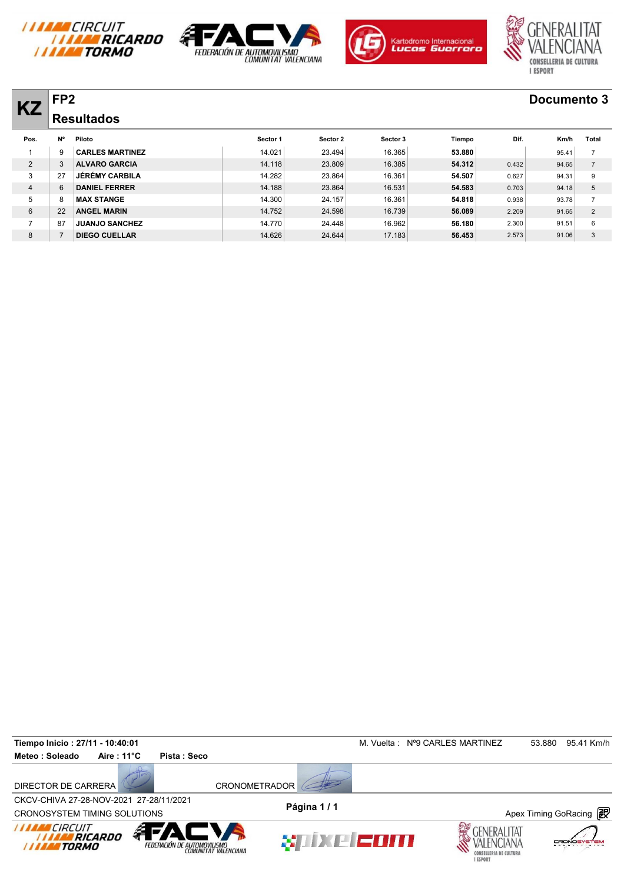# KZ

## FP2

## Resultados

**Documento 3**

| Pos. | Nº | Piloto | Sector 1 | Sector 2 | Sector 3 | Tiempo | Dif. | Km/h | Total |
|---|---|---|---|---|---|---|---|---|---|
| 1 | 9 | **CARLES MARTINEZ** | 14.021 | 23.494 | 16.365 | **53.880** | | 95.41 | 7 |
| 2 | 3 | **ALVARO GARCIA** | 14.118 | 23.809 | 16.385 | **54.312** | 0.432 | 94.65 | 7 |
| 3 | 27 | **JÉRÉMY CARBILA** | 14.282 | 23.864 | 16.361 | **54.507** | 0.627 | 94.31 | 9 |
| 4 | 6 | **DANIEL FERRER** | 14.188 | 23.864 | 16.531 | **54.583** | 0.703 | 94.18 | 5 |
| 5 | 8 | **MAX STANGE** | 14.300 | 24.157 | 16.361 | **54.818** | 0.938 | 93.78 | 7 |
| 6 | 22 | **ANGEL MARIN** | 14.752 | 24.598 | 16.739 | **56.089** | 2.209 | 91.65 | 2 |
| 7 | 87 | **JUANJO SANCHEZ** | 14.770 | 24.448 | 16.962 | **56.180** | 2.300 | 91.51 | 6 |
| 8 | 7 | **DIEGO CUELLAR** | 14.626 | 24.644 | 17.183 | **56.453** | 2.573 | 91.06 | 3 |

**Tiempo Inicio : 27/11 - 10:40:01** M. Vuelta : Nº9 CARLES MARTINEZ 53.880 95.41 Km/h

**Meteo : Soleado** **Aire : 11°C** **Pista : Seco**

DIRECTOR DE CARRERA CRONOMETRADOR

CKCV-CHIVA 27-28-NOV-2021 27-28/11/2021

CRONOSYSTEM TIMING SOLUTIONS Apex Timing GoRacing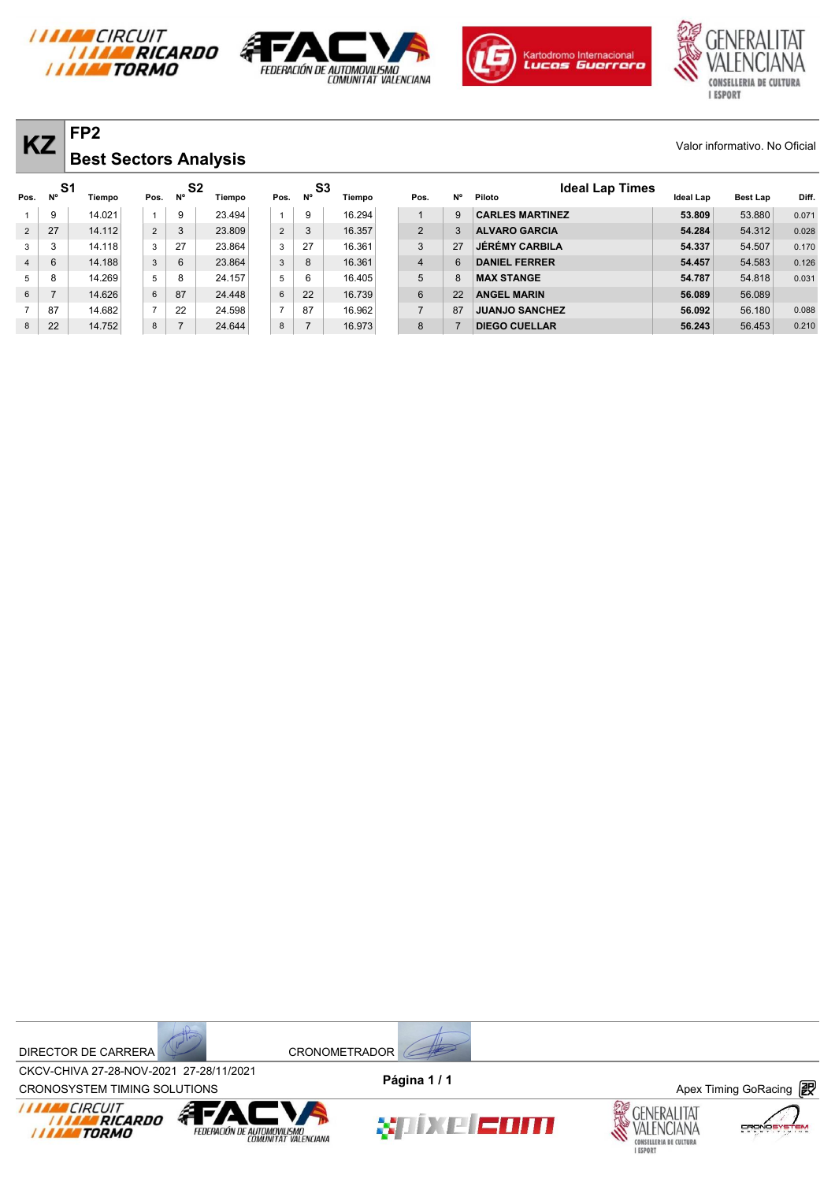# KZ

## FP2

## Best Sectors Analysis

Valor informativo. No Oficial

| Pos. | S1 Nº | Tiempo | Pos. | S2 Nº | Tiempo | Pos. | S3 Nº | Tiempo |
|---|---|---|---|---|---|---|---|---|
| 1 | 9 | 14.021 | 1 | 9 | 23.494 | 1 | 9 | 16.294 |
| 2 | 27 | 14.112 | 2 | 3 | 23.809 | 2 | 3 | 16.357 |
| 3 | 3 | 14.118 | 3 | 27 | 23.864 | 3 | 27 | 16.361 |
| 4 | 6 | 14.188 | 3 | 6 | 23.864 | 3 | 8 | 16.361 |
| 5 | 8 | 14.269 | 5 | 8 | 24.157 | 5 | 6 | 16.405 |
| 6 | 7 | 14.626 | 6 | 87 | 24.448 | 6 | 22 | 16.739 |
| 7 | 87 | 14.682 | 7 | 22 | 24.598 | 7 | 87 | 16.962 |
| 8 | 22 | 14.752 | 8 | 7 | 24.644 | 8 | 7 | 16.973 |

### Ideal Lap Times

| Pos. | Nº | Piloto | Ideal Lap | Best Lap | Diff. |
|---|---|---|---|---|---|
| 1 | 9 | CARLES MARTINEZ | 53.809 | 53.880 | 0.071 |
| 2 | 3 | ALVARO GARCIA | 54.284 | 54.312 | 0.028 |
| 3 | 27 | JÉRÉMY CARBILA | 54.337 | 54.507 | 0.170 |
| 4 | 6 | DANIEL FERRER | 54.457 | 54.583 | 0.126 |
| 5 | 8 | MAX STANGE | 54.787 | 54.818 | 0.031 |
| 6 | 22 | ANGEL MARIN | 56.089 | 56.089 | |
| 7 | 87 | JUANJO SANCHEZ | 56.092 | 56.180 | 0.088 |
| 8 | 7 | DIEGO CUELLAR | 56.243 | 56.453 | 0.210 |

DIRECTOR DE CARRERA

CRONOMETRADOR

CKCV-CHIVA 27-28-NOV-2021 27-28/11/2021

CRONOSYSTEM TIMING SOLUTIONS

Apex Timing GoRacing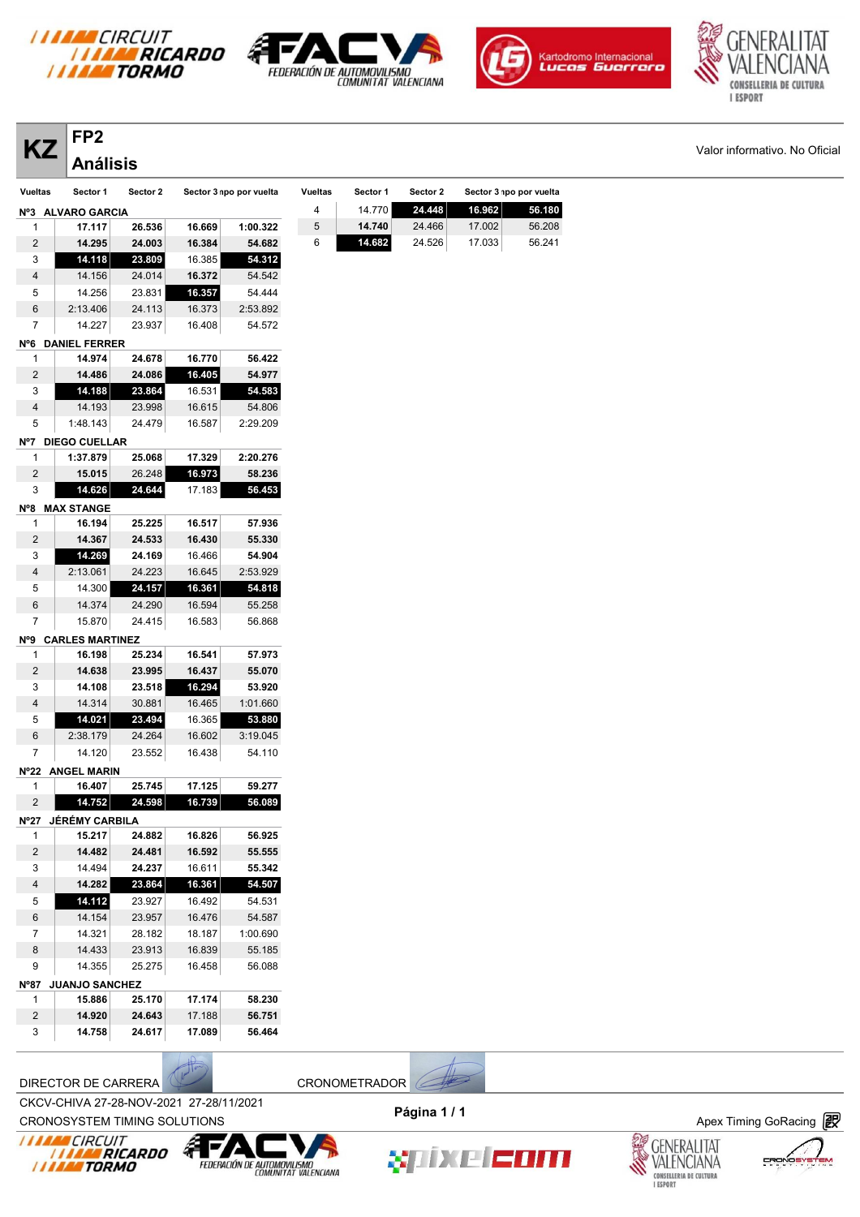# KZ FP2 Análisis

Valor informativo. No Oficial

| Vueltas | Sector 1 | Sector 2 | Sector 3 | Tiempo por vuelta |
|---|---|---|---|---|
| **Nº3 ALVARO GARCIA** | | | | |
| 1 | 17.117 | 26.536 | 16.669 | 1:00.322 |
| 2 | 14.295 | 24.003 | 16.384 | 54.682 |
| 3 | 14.118 | 23.809 | 16.385 | 54.312 |
| 4 | 14.156 | 24.014 | 16.372 | 54.542 |
| 5 | 14.256 | 23.831 | 16.357 | 54.444 |
| 6 | 2:13.406 | 24.113 | 16.373 | 2:53.892 |
| 7 | 14.227 | 23.937 | 16.408 | 54.572 |
| **Nº6 DANIEL FERRER** | | | | |
| 1 | 14.974 | 24.678 | 16.770 | 56.422 |
| 2 | 14.486 | 24.086 | 16.405 | 54.977 |
| 3 | 14.188 | 23.864 | 16.531 | 54.583 |
| 4 | 14.193 | 23.998 | 16.615 | 54.806 |
| 5 | 1:48.143 | 24.479 | 16.587 | 2:29.209 |
| **Nº7 DIEGO CUELLAR** | | | | |
| 1 | 1:37.879 | 25.068 | 17.329 | 2:20.276 |
| 2 | 15.015 | 26.248 | 16.973 | 58.236 |
| 3 | 14.626 | 24.644 | 17.183 | 56.453 |
| **Nº8 MAX STANGE** | | | | |
| 1 | 16.194 | 25.225 | 16.517 | 57.936 |
| 2 | 14.367 | 24.533 | 16.430 | 55.330 |
| 3 | 14.269 | 24.169 | 16.466 | 54.904 |
| 4 | 2:13.061 | 24.223 | 16.645 | 2:53.929 |
| 5 | 14.300 | 24.157 | 16.361 | 54.818 |
| 6 | 14.374 | 24.290 | 16.594 | 55.258 |
| 7 | 15.870 | 24.415 | 16.583 | 56.868 |
| **Nº9 CARLES MARTINEZ** | | | | |
| 1 | 16.198 | 25.234 | 16.541 | 57.973 |
| 2 | 14.638 | 23.995 | 16.437 | 55.070 |
| 3 | 14.108 | 23.518 | 16.294 | 53.920 |
| 4 | 14.314 | 30.881 | 16.465 | 1:01.660 |
| 5 | 14.021 | 23.494 | 16.365 | 53.880 |
| 6 | 2:38.179 | 24.264 | 16.602 | 3:19.045 |
| 7 | 14.120 | 23.552 | 16.438 | 54.110 |
| **Nº22 ANGEL MARIN** | | | | |
| 1 | 16.407 | 25.745 | 17.125 | 59.277 |
| 2 | 14.752 | 24.598 | 16.739 | 56.089 |
| **Nº27 JÉRÉMY CARBILA** | | | | |
| 1 | 15.217 | 24.882 | 16.826 | 56.925 |
| 2 | 14.482 | 24.481 | 16.592 | 55.555 |
| 3 | 14.494 | 24.237 | 16.611 | 55.342 |
| 4 | 14.282 | 23.864 | 16.361 | 54.507 |
| 5 | 14.112 | 23.927 | 16.492 | 54.531 |
| 6 | 14.154 | 23.957 | 16.476 | 54.587 |
| 7 | 14.321 | 28.182 | 18.187 | 1:00.690 |
| 8 | 14.433 | 23.913 | 16.839 | 55.185 |
| 9 | 14.355 | 25.275 | 16.458 | 56.088 |
| **Nº87 JUANJO SANCHEZ** | | | | |
| 1 | 15.886 | 25.170 | 17.174 | 58.230 |
| 2 | 14.920 | 24.643 | 17.188 | 56.751 |
| 3 | 14.758 | 24.617 | 17.089 | 56.464 |
| 4 | 14.770 | 24.448 | 16.962 | 56.180 |
| 5 | 14.740 | 24.466 | 17.002 | 56.208 |
| 6 | 14.682 | 24.526 | 17.033 | 56.241 |

DIRECTOR DE CARRERA

CRONOMETRADOR

CKCV-CHIVA 27-28-NOV-2021 27-28/11/2021

CRONOSYSTEM TIMING SOLUTIONS

Apex Timing GoRacing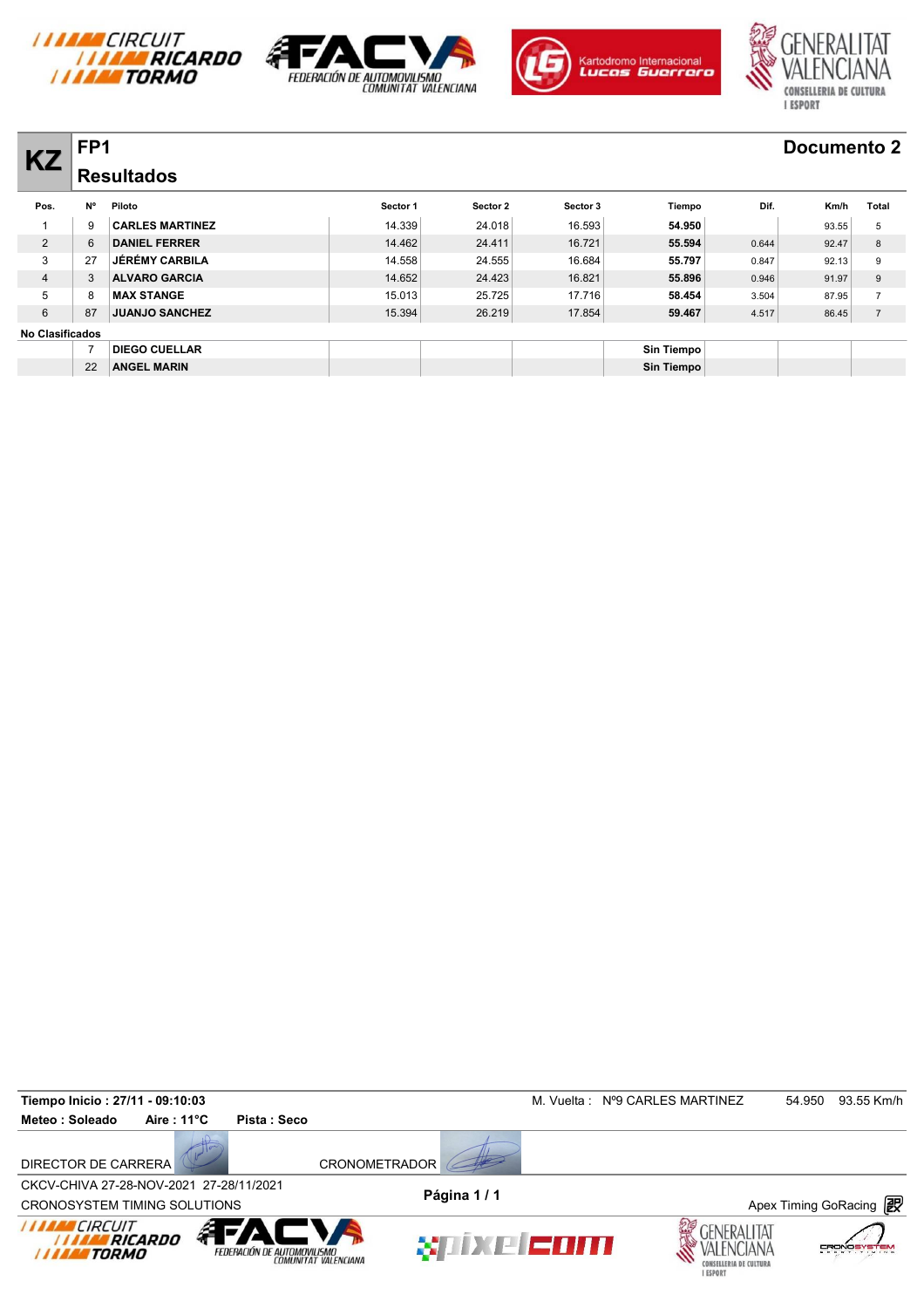# KZ

## FP1

## Resultados

Documento 2

| Pos. | Nº | Piloto | Sector 1 | Sector 2 | Sector 3 | Tiempo | Dif. | Km/h | Total |
|---|---|---|---|---|---|---|---|---|---|
| 1 | 9 | **CARLES MARTINEZ** | 14.339 | 24.018 | 16.593 | **54.950** | | 93.55 | 5 |
| 2 | 6 | **DANIEL FERRER** | 14.462 | 24.411 | 16.721 | **55.594** | 0.644 | 92.47 | 8 |
| 3 | 27 | **JÉRÉMY CARBILA** | 14.558 | 24.555 | 16.684 | **55.797** | 0.847 | 92.13 | 9 |
| 4 | 3 | **ALVARO GARCIA** | 14.652 | 24.423 | 16.821 | **55.896** | 0.946 | 91.97 | 9 |
| 5 | 8 | **MAX STANGE** | 15.013 | 25.725 | 17.716 | **58.454** | 3.504 | 87.95 | 7 |
| 6 | 87 | **JUANJO SANCHEZ** | 15.394 | 26.219 | 17.854 | **59.467** | 4.517 | 86.45 | 7 |
| **No Clasificados** | | | | | | | | | |
| | 7 | **DIEGO CUELLAR** | | | | **Sin Tiempo** | | | |
| | 22 | **ANGEL MARIN** | | | | **Sin Tiempo** | | | |

**Tiempo Inicio : 27/11 - 09:10:03** M. Vuelta : Nº9 CARLES MARTINEZ 54.950 93.55 Km/h

**Meteo : Soleado** **Aire : 11°C** **Pista : Seco**

DIRECTOR DE CARRERA CRONOMETRADOR

CKCV-CHIVA 27-28-NOV-2021 27-28/11/2021

CRONOSYSTEM TIMING SOLUTIONS

**Página 1 / 1**

Apex Timing GoRacing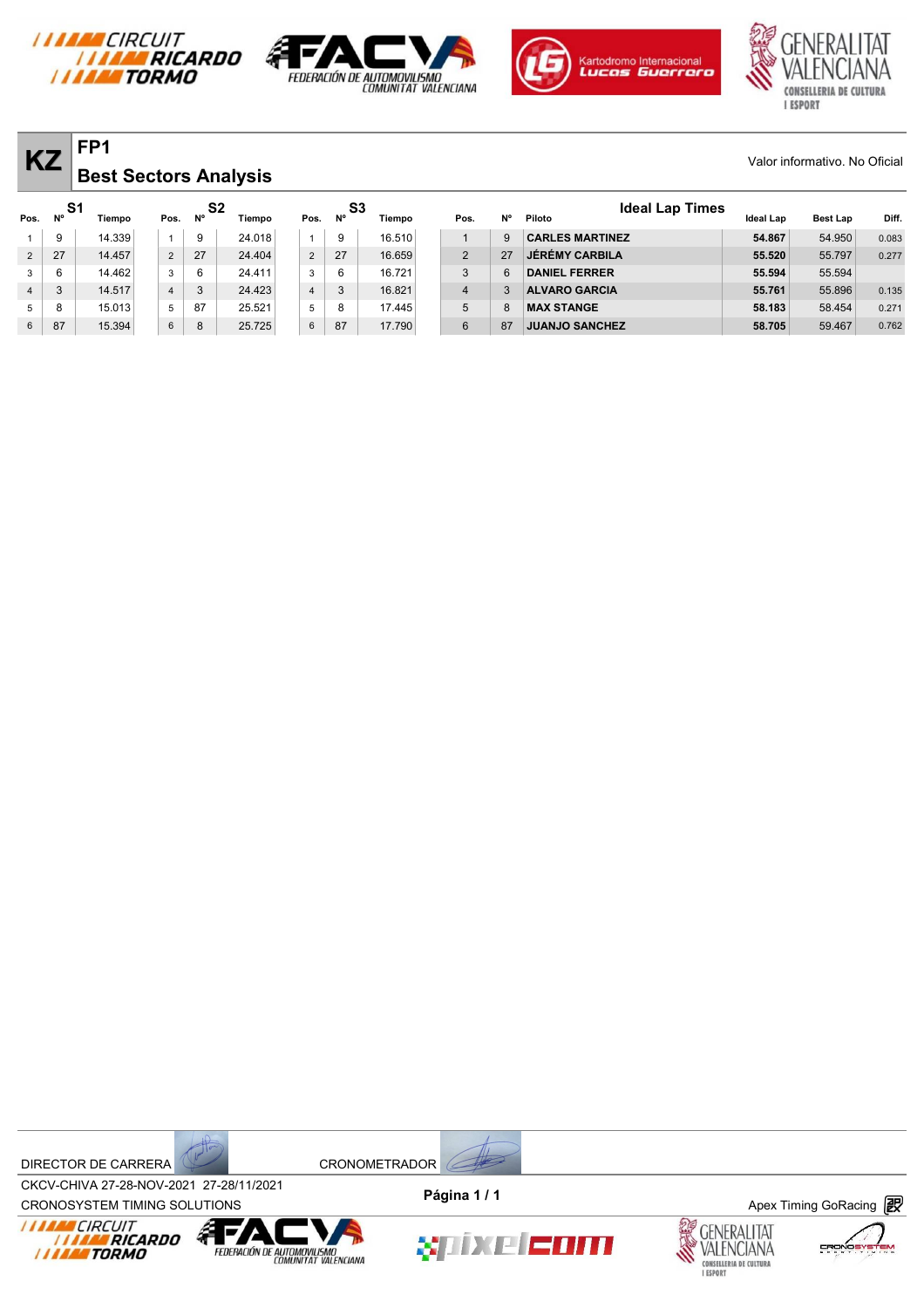# KZ

## FP1

## Best Sectors Analysis

Valor informativo. No Oficial

| S1 | | | S2 | | | S3 | | |
|---|---|---|---|---|---|---|---|---|
| Pos. | Nº | Tiempo | Pos. | Nº | Tiempo | Pos. | Nº | Tiempo |
| 1 | 9 | 14.339 | 1 | 9 | 24.018 | 1 | 9 | 16.510 |
| 2 | 27 | 14.457 | 2 | 27 | 24.404 | 2 | 27 | 16.659 |
| 3 | 6 | 14.462 | 3 | 6 | 24.411 | 3 | 6 | 16.721 |
| 4 | 3 | 14.517 | 4 | 3 | 24.423 | 4 | 3 | 16.821 |
| 5 | 8 | 15.013 | 5 | 87 | 25.521 | 5 | 8 | 17.445 |
| 6 | 87 | 15.394 | 6 | 8 | 25.725 | 6 | 87 | 17.790 |

### Ideal Lap Times

| Pos. | Nº | Piloto | Ideal Lap | Best Lap | Diff. |
|---|---|---|---|---|---|
| 1 | 9 | **CARLES MARTINEZ** | **54.867** | 54.950 | 0.083 |
| 2 | 27 | **JÉRÉMY CARBILA** | **55.520** | 55.797 | 0.277 |
| 3 | 6 | **DANIEL FERRER** | **55.594** | 55.594 | |
| 4 | 3 | **ALVARO GARCIA** | **55.761** | 55.896 | 0.135 |
| 5 | 8 | **MAX STANGE** | **58.183** | 58.454 | 0.271 |
| 6 | 87 | **JUANJO SANCHEZ** | **58.705** | 59.467 | 0.762 |

DIRECTOR DE CARRERA CRONOMETRADOR

CKCV-CHIVA 27-28-NOV-2021 27-28/11/2021

CRONOSYSTEM TIMING SOLUTIONS

Apex Timing GoRacing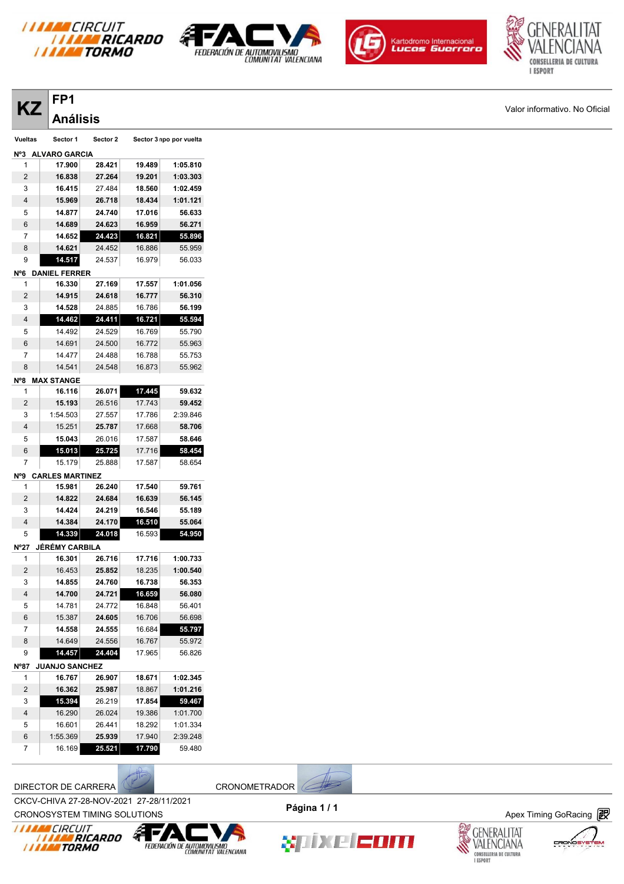# KZ

## FP1

## Análisis

Valor informativo. No Oficial

| Vueltas | Sector 1 | Sector 2 | Sector 3 | Tiempo por vuelta |
|---|---|---|---|---|
| **Nº3 ALVARO GARCIA** | | | | |
| 1 | 17.900 | 28.421 | 19.489 | 1:05.810 |
| 2 | 16.838 | 27.264 | 19.201 | 1:03.303 |
| 3 | 16.415 | 27.484 | 18.560 | 1:02.459 |
| 4 | 15.969 | 26.718 | 18.434 | 1:01.121 |
| 5 | 14.877 | 24.740 | 17.016 | 56.633 |
| 6 | 14.689 | 24.623 | 16.959 | 56.271 |
| 7 | 14.652 | 24.423 | 16.821 | 55.896 |
| 8 | 14.621 | 24.452 | 16.886 | 55.959 |
| 9 | 14.517 | 24.537 | 16.979 | 56.033 |
| **Nº6 DANIEL FERRER** | | | | |
| 1 | 16.330 | 27.169 | 17.557 | 1:01.056 |
| 2 | 14.915 | 24.618 | 16.777 | 56.310 |
| 3 | 14.528 | 24.885 | 16.786 | 56.199 |
| 4 | 14.462 | 24.411 | 16.721 | 55.594 |
| 5 | 14.492 | 24.529 | 16.769 | 55.790 |
| 6 | 14.691 | 24.500 | 16.772 | 55.963 |
| 7 | 14.477 | 24.488 | 16.788 | 55.753 |
| 8 | 14.541 | 24.548 | 16.873 | 55.962 |
| **Nº8 MAX STANGE** | | | | |
| 1 | 16.116 | 26.071 | 17.445 | 59.632 |
| 2 | 15.193 | 26.516 | 17.743 | 59.452 |
| 3 | 1:54.503 | 27.557 | 17.786 | 2:39.846 |
| 4 | 15.251 | 25.787 | 17.668 | 58.706 |
| 5 | 15.043 | 26.016 | 17.587 | 58.646 |
| 6 | 15.013 | 25.725 | 17.716 | 58.454 |
| 7 | 15.179 | 25.888 | 17.587 | 58.654 |
| **Nº9 CARLES MARTINEZ** | | | | |
| 1 | 15.981 | 26.240 | 17.540 | 59.761 |
| 2 | 14.822 | 24.684 | 16.639 | 56.145 |
| 3 | 14.424 | 24.219 | 16.546 | 55.189 |
| 4 | 14.384 | 24.170 | 16.510 | 55.064 |
| 5 | 14.339 | 24.018 | 16.593 | 54.950 |
| **Nº27 JÉRÉMY CARBILA** | | | | |
| 1 | 16.301 | 26.716 | 17.716 | 1:00.733 |
| 2 | 16.453 | 25.852 | 18.235 | 1:00.540 |
| 3 | 14.855 | 24.760 | 16.738 | 56.353 |
| 4 | 14.700 | 24.721 | 16.659 | 56.080 |
| 5 | 14.781 | 24.772 | 16.848 | 56.401 |
| 6 | 15.387 | 24.605 | 16.706 | 56.698 |
| 7 | 14.558 | 24.555 | 16.684 | 55.797 |
| 8 | 14.649 | 24.556 | 16.767 | 55.972 |
| 9 | 14.457 | 24.404 | 17.965 | 56.826 |
| **Nº87 JUANJO SANCHEZ** | | | | |
| 1 | 16.767 | 26.907 | 18.671 | 1:02.345 |
| 2 | 16.362 | 25.987 | 18.867 | 1:01.216 |
| 3 | 15.394 | 26.219 | 17.854 | 59.467 |
| 4 | 16.290 | 26.024 | 19.386 | 1:01.700 |
| 5 | 16.601 | 26.441 | 18.292 | 1:01.334 |
| 6 | 1:55.369 | 25.939 | 17.940 | 2:39.248 |
| 7 | 16.169 | 25.521 | 17.790 | 59.480 |

DIRECTOR DE CARRERA

CRONOMETRADOR

CKCV-CHIVA 27-28-NOV-2021 27-28/11/2021

CRONOSYSTEM TIMING SOLUTIONS

Página 1 / 1

Apex Timing GoRacing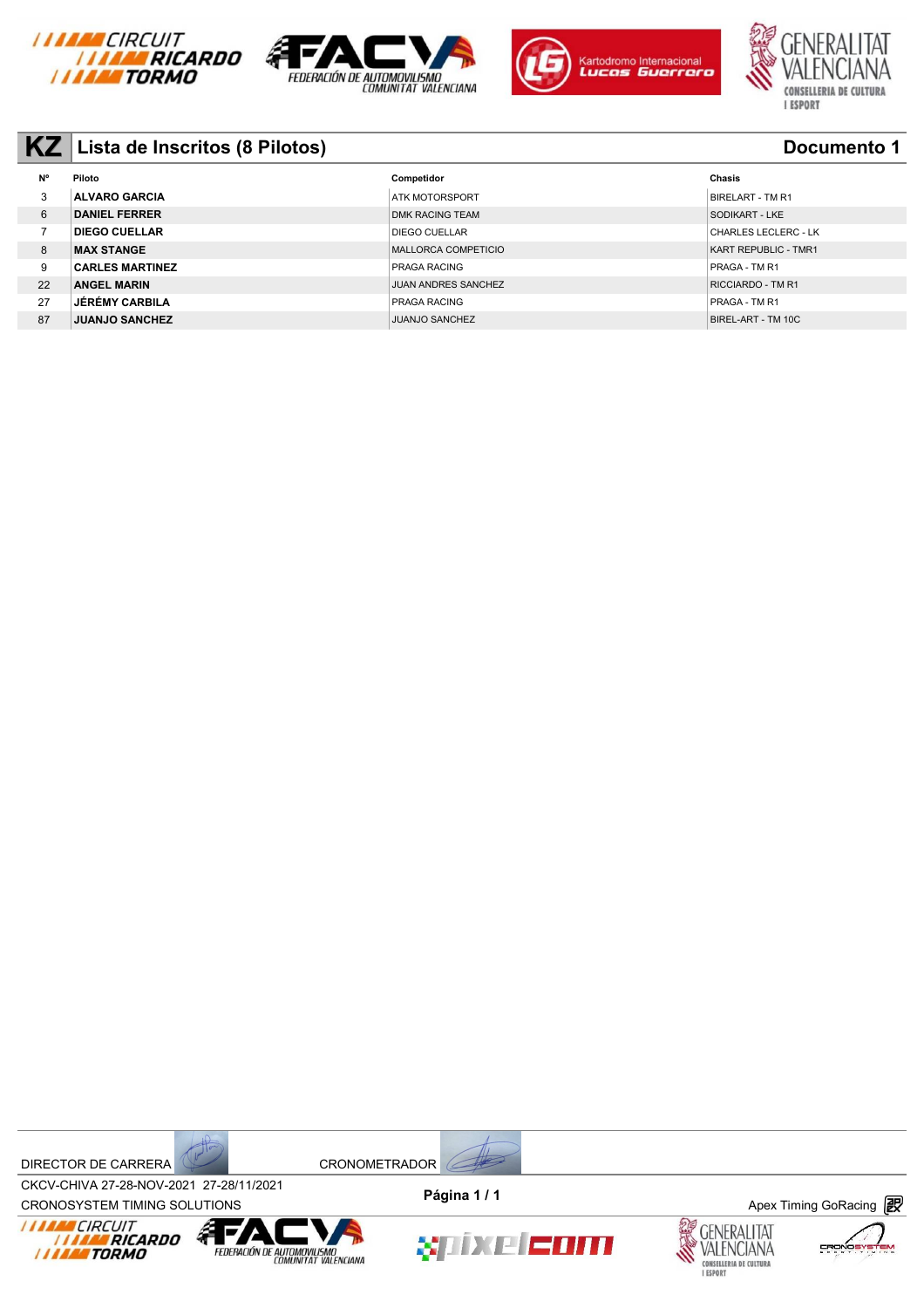## KZ Lista de Inscritos (8 Pilotos) — Documento 1

| Nº | Piloto | Competidor | Chasis |
|---|---|---|---|
| 3 | **ALVARO GARCIA** | ATK MOTORSPORT | BIRELART - TM R1 |
| 6 | **DANIEL FERRER** | DMK RACING TEAM | SODIKART - LKE |
| 7 | **DIEGO CUELLAR** | DIEGO CUELLAR | CHARLES LECLERC - LK |
| 8 | **MAX STANGE** | MALLORCA COMPETICIO | KART REPUBLIC - TMR1 |
| 9 | **CARLES MARTINEZ** | PRAGA RACING | PRAGA - TM R1 |
| 22 | **ANGEL MARIN** | JUAN ANDRES SANCHEZ | RICCIARDO - TM R1 |
| 27 | **JÉRÉMY CARBILA** | PRAGA RACING | PRAGA - TM R1 |
| 87 | **JUANJO SANCHEZ** | JUANJO SANCHEZ | BIREL-ART - TM 10C |

DIRECTOR DE CARRERA CRONOMETRADOR

CKCV-CHIVA 27-28-NOV-2021 27-28/11/2021

CRONOSYSTEM TIMING SOLUTIONS

Apex Timing GoRacing